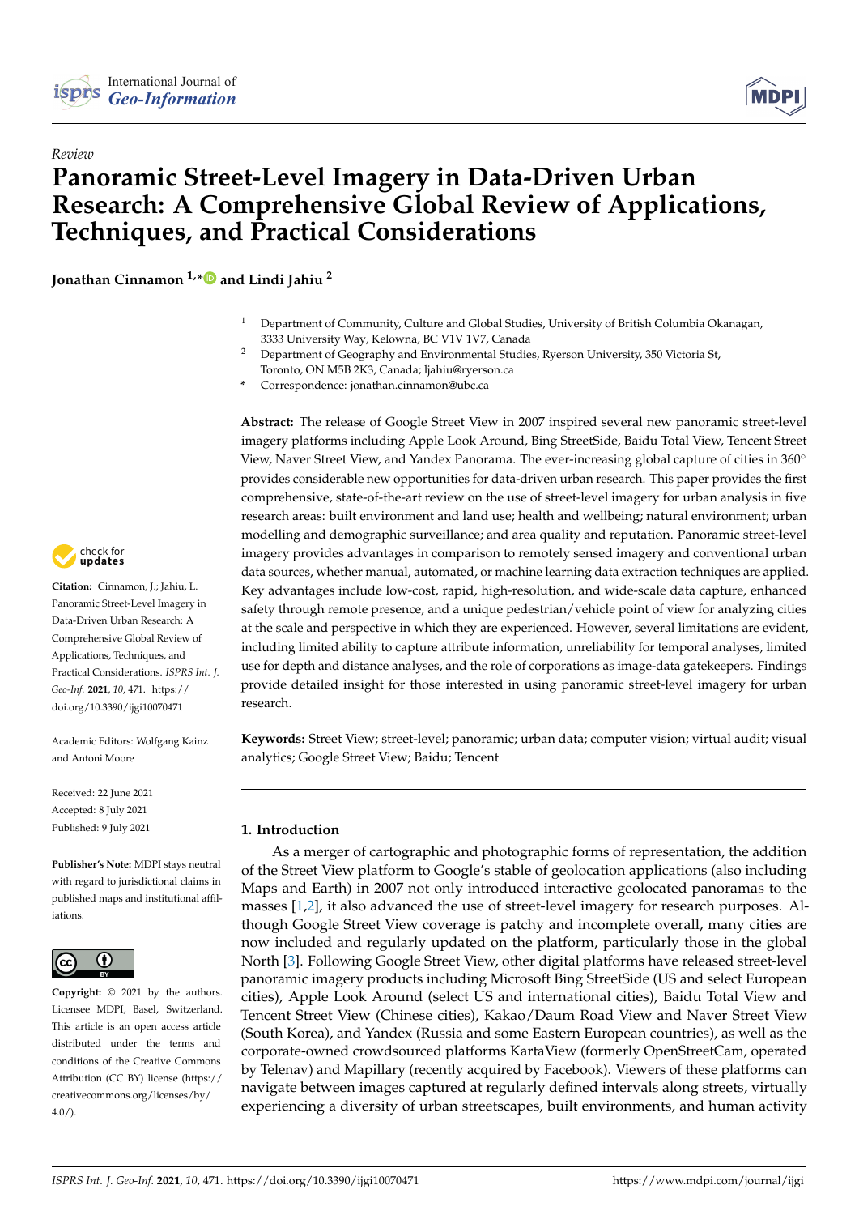*Review*

# Panoramic Street-Level Imagery in Data-Driven Urban Research: A Comprehensive Global Review of Applications, Techniques, and Practical Considerations

**Jonathan Cinnamon [1,*] and Lindi Jahiu [2]**

[1] Department of Community, Culture and Global Studies, University of British Columbia Okanagan, 3333 University Way, Kelowna, BC V1V 1V7, Canada

[2] Department of Geography and Environmental Studies, Ryerson University, 350 Victoria St, Toronto, ON M5B 2K3, Canada; ljahiu@ryerson.ca

\* Correspondence: jonathan.cinnamon@ubc.ca

**Abstract:** The release of Google Street View in 2007 inspired several new panoramic street-level imagery platforms including Apple Look Around, Bing StreetSide, Baidu Total View, Tencent Street View, Naver Street View, and Yandex Panorama. The ever-increasing global capture of cities in 360° provides considerable new opportunities for data-driven urban research. This paper provides the first comprehensive, state-of-the-art review on the use of street-level imagery for urban analysis in five research areas: built environment and land use; health and wellbeing; natural environment; urban modelling and demographic surveillance; and area quality and reputation. Panoramic street-level imagery provides advantages in comparison to remotely sensed imagery and conventional urban data sources, whether manual, automated, or machine learning data extraction techniques are applied. Key advantages include low-cost, rapid, high-resolution, and wide-scale data capture, enhanced safety through remote presence, and a unique pedestrian/vehicle point of view for analyzing cities at the scale and perspective in which they are experienced. However, several limitations are evident, including limited ability to capture attribute information, unreliability for temporal analyses, limited use for depth and distance analyses, and the role of corporations as image-data gatekeepers. Findings provide detailed insight for those interested in using panoramic street-level imagery for urban research.

**Keywords:** Street View; street-level; panoramic; urban data; computer vision; virtual audit; visual analytics; Google Street View; Baidu; Tencent

**Citation:** Cinnamon, J.; Jahiu, L. Panoramic Street-Level Imagery in Data-Driven Urban Research: A Comprehensive Global Review of Applications, Techniques, and Practical Considerations. *ISPRS Int. J. Geo-Inf.* **2021**, *10*, 471. https://doi.org/10.3390/ijgi10070471

Academic Editors: Wolfgang Kainz and Antoni Moore

Received: 22 June 2021
Accepted: 8 July 2021
Published: 9 July 2021

**Publisher's Note:** MDPI stays neutral with regard to jurisdictional claims in published maps and institutional affiliations.

**Copyright:** © 2021 by the authors. Licensee MDPI, Basel, Switzerland. This article is an open access article distributed under the terms and conditions of the Creative Commons Attribution (CC BY) license (https://creativecommons.org/licenses/by/4.0/).

## 1. Introduction

As a merger of cartographic and photographic forms of representation, the addition of the Street View platform to Google's stable of geolocation applications (also including Maps and Earth) in 2007 not only introduced interactive geolocated panoramas to the masses [1,2], it also advanced the use of street-level imagery for research purposes. Although Google Street View coverage is patchy and incomplete overall, many cities are now included and regularly updated on the platform, particularly those in the global North [3]. Following Google Street View, other digital platforms have released street-level panoramic imagery products including Microsoft Bing StreetSide (US and select European cities), Apple Look Around (select US and international cities), Baidu Total View and Tencent Street View (Chinese cities), Kakao/Daum Road View and Naver Street View (South Korea), and Yandex (Russia and some Eastern European countries), as well as the corporate-owned crowdsourced platforms KartaView (formerly OpenStreetCam, operated by Telenav) and Mapillary (recently acquired by Facebook). Viewers of these platforms can navigate between images captured at regularly defined intervals along streets, virtually experiencing a diversity of urban streetscapes, built environments, and human activity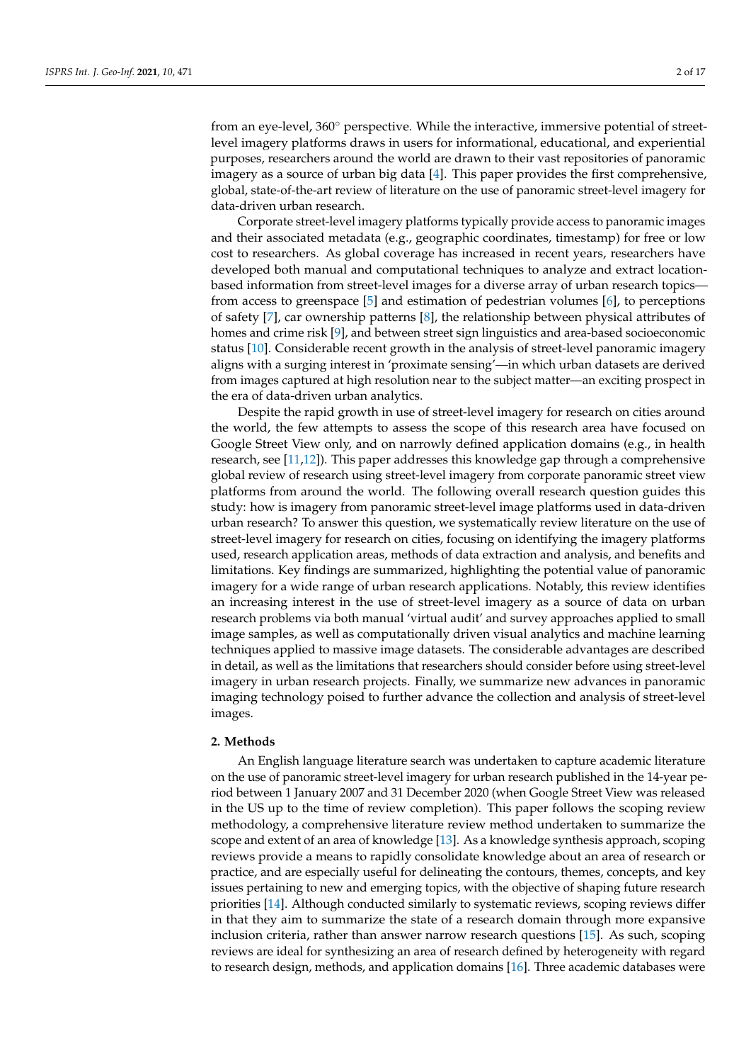from an eye-level, 360° perspective. While the interactive, immersive potential of street-level imagery platforms draws in users for informational, educational, and experiential purposes, researchers around the world are drawn to their vast repositories of panoramic imagery as a source of urban big data [4]. This paper provides the first comprehensive, global, state-of-the-art review of literature on the use of panoramic street-level imagery for data-driven urban research.

Corporate street-level imagery platforms typically provide access to panoramic images and their associated metadata (e.g., geographic coordinates, timestamp) for free or low cost to researchers. As global coverage has increased in recent years, researchers have developed both manual and computational techniques to analyze and extract location-based information from street-level images for a diverse array of urban research topics—from access to greenspace [5] and estimation of pedestrian volumes [6], to perceptions of safety [7], car ownership patterns [8], the relationship between physical attributes of homes and crime risk [9], and between street sign linguistics and area-based socioeconomic status [10]. Considerable recent growth in the analysis of street-level panoramic imagery aligns with a surging interest in 'proximate sensing'—in which urban datasets are derived from images captured at high resolution near to the subject matter—an exciting prospect in the era of data-driven urban analytics.

Despite the rapid growth in use of street-level imagery for research on cities around the world, the few attempts to assess the scope of this research area have focused on Google Street View only, and on narrowly defined application domains (e.g., in health research, see [11,12]). This paper addresses this knowledge gap through a comprehensive global review of research using street-level imagery from corporate panoramic street view platforms from around the world. The following overall research question guides this study: how is imagery from panoramic street-level image platforms used in data-driven urban research? To answer this question, we systematically review literature on the use of street-level imagery for research on cities, focusing on identifying the imagery platforms used, research application areas, methods of data extraction and analysis, and benefits and limitations. Key findings are summarized, highlighting the potential value of panoramic imagery for a wide range of urban research applications. Notably, this review identifies an increasing interest in the use of street-level imagery as a source of data on urban research problems via both manual 'virtual audit' and survey approaches applied to small image samples, as well as computationally driven visual analytics and machine learning techniques applied to massive image datasets. The considerable advantages are described in detail, as well as the limitations that researchers should consider before using street-level imagery in urban research projects. Finally, we summarize new advances in panoramic imaging technology poised to further advance the collection and analysis of street-level images.

## 2. Methods

An English language literature search was undertaken to capture academic literature on the use of panoramic street-level imagery for urban research published in the 14-year period between 1 January 2007 and 31 December 2020 (when Google Street View was released in the US up to the time of review completion). This paper follows the scoping review methodology, a comprehensive literature review method undertaken to summarize the scope and extent of an area of knowledge [13]. As a knowledge synthesis approach, scoping reviews provide a means to rapidly consolidate knowledge about an area of research or practice, and are especially useful for delineating the contours, themes, concepts, and key issues pertaining to new and emerging topics, with the objective of shaping future research priorities [14]. Although conducted similarly to systematic reviews, scoping reviews differ in that they aim to summarize the state of a research domain through more expansive inclusion criteria, rather than answer narrow research questions [15]. As such, scoping reviews are ideal for synthesizing an area of research defined by heterogeneity with regard to research design, methods, and application domains [16]. Three academic databases were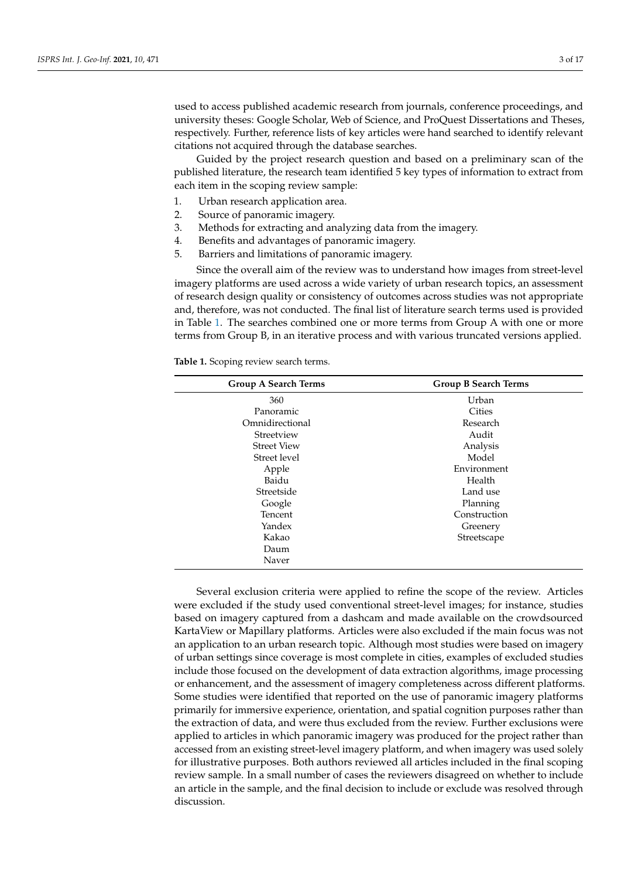used to access published academic research from journals, conference proceedings, and university theses: Google Scholar, Web of Science, and ProQuest Dissertations and Theses, respectively. Further, reference lists of key articles were hand searched to identify relevant citations not acquired through the database searches.

Guided by the project research question and based on a preliminary scan of the published literature, the research team identified 5 key types of information to extract from each item in the scoping review sample:

1. Urban research application area.
2. Source of panoramic imagery.
3. Methods for extracting and analyzing data from the imagery.
4. Benefits and advantages of panoramic imagery.
5. Barriers and limitations of panoramic imagery.

Since the overall aim of the review was to understand how images from street-level imagery platforms are used across a wide variety of urban research topics, an assessment of research design quality or consistency of outcomes across studies was not appropriate and, therefore, was not conducted. The final list of literature search terms used is provided in Table 1. The searches combined one or more terms from Group A with one or more terms from Group B, in an iterative process and with various truncated versions applied.

**Table 1.** Scoping review search terms.

| Group A Search Terms | Group B Search Terms |
| --- | --- |
| 360 | Urban |
| Panoramic | Cities |
| Omnidirectional | Research |
| Streetview | Audit |
| Street View | Analysis |
| Street level | Model |
| Apple | Environment |
| Baidu | Health |
| Streetside | Land use |
| Google | Planning |
| Tencent | Construction |
| Yandex | Greenery |
| Kakao | Streetscape |
| Daum | |
| Naver | |

Several exclusion criteria were applied to refine the scope of the review. Articles were excluded if the study used conventional street-level images; for instance, studies based on imagery captured from a dashcam and made available on the crowdsourced KartaView or Mapillary platforms. Articles were also excluded if the main focus was not an application to an urban research topic. Although most studies were based on imagery of urban settings since coverage is most complete in cities, examples of excluded studies include those focused on the development of data extraction algorithms, image processing or enhancement, and the assessment of imagery completeness across different platforms. Some studies were identified that reported on the use of panoramic imagery platforms primarily for immersive experience, orientation, and spatial cognition purposes rather than the extraction of data, and were thus excluded from the review. Further exclusions were applied to articles in which panoramic imagery was produced for the project rather than accessed from an existing street-level imagery platform, and when imagery was used solely for illustrative purposes. Both authors reviewed all articles included in the final scoping review sample. In a small number of cases the reviewers disagreed on whether to include an article in the sample, and the final decision to include or exclude was resolved through discussion.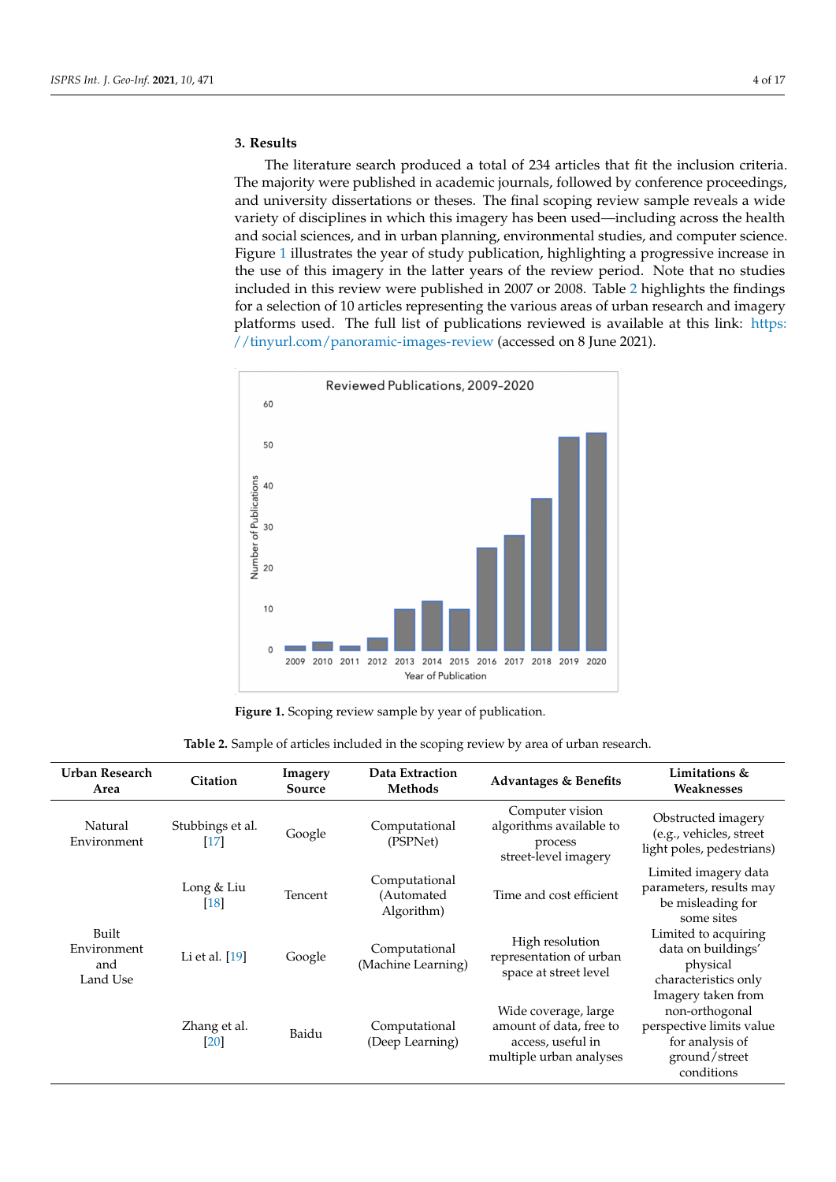## 3. Results

The literature search produced a total of 234 articles that fit the inclusion criteria. The majority were published in academic journals, followed by conference proceedings, and university dissertations or theses. The final scoping review sample reveals a wide variety of disciplines in which this imagery has been used—including across the health and social sciences, and in urban planning, environmental studies, and computer science. Figure 1 illustrates the year of study publication, highlighting a progressive increase in the use of this imagery in the latter years of the review period. Note that no studies included in this review were published in 2007 or 2008. Table 2 highlights the findings for a selection of 10 articles representing the various areas of urban research and imagery platforms used. The full list of publications reviewed is available at this link: https://tinyurl.com/panoramic-images-review (accessed on 8 June 2021).

**Figure 1.** Scoping review sample by year of publication.

**Table 2.** Sample of articles included in the scoping review by area of urban research.

| Urban Research Area | Citation | Imagery Source | Data Extraction Methods | Advantages & Benefits | Limitations & Weaknesses |
|---|---|---|---|---|---|
| Natural Environment | Stubbings et al. [17] | Google | Computational (PSPNet) | Computer vision algorithms available to process street-level imagery | Obstructed imagery (e.g., vehicles, street light poles, pedestrians) |
| Built Environment and Land Use | Long & Liu [18] | Tencent | Computational (Automated Algorithm) | Time and cost efficient | Limited imagery data parameters, results may be misleading for some sites |
| | Li et al. [19] | Google | Computational (Machine Learning) | High resolution representation of urban space at street level | Limited to acquiring data on buildings' physical characteristics only |
| | Zhang et al. [20] | Baidu | Computational (Deep Learning) | Wide coverage, large amount of data, free to access, useful in multiple urban analyses | Imagery taken from non-orthogonal perspective limits value for analysis of ground/street conditions |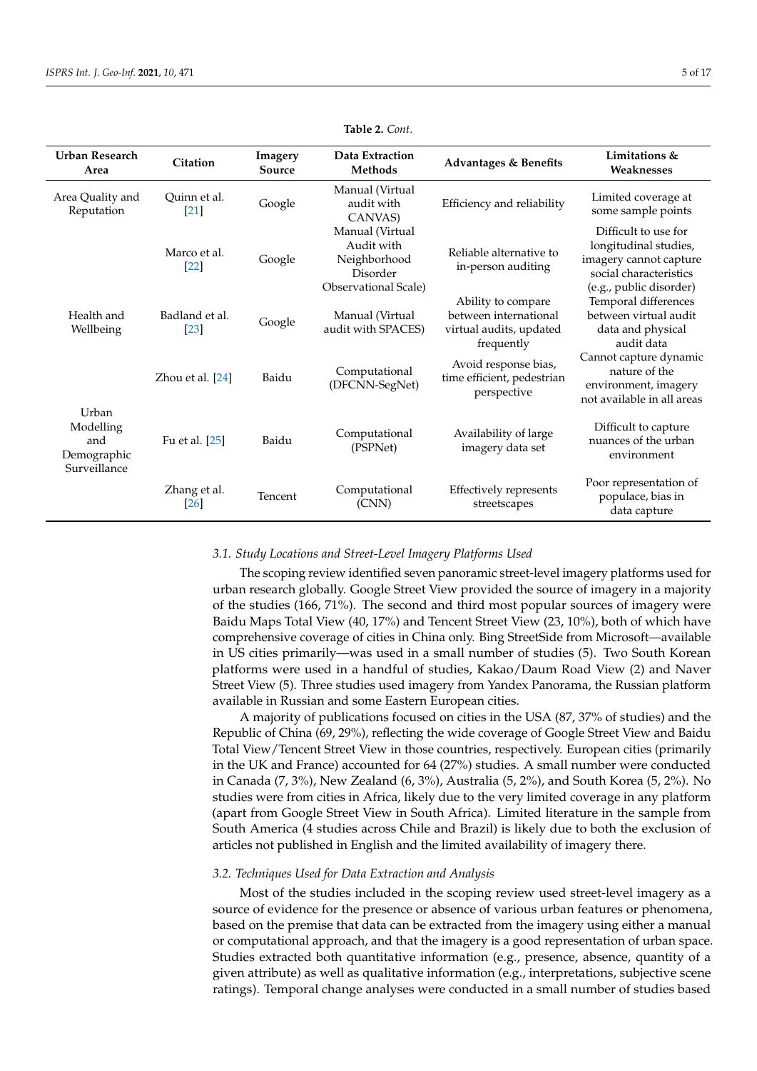**Table 2.** *Cont.*

| Urban Research Area | Citation | Imagery Source | Data Extraction Methods | Advantages & Benefits | Limitations & Weaknesses |
|---|---|---|---|---|---|
| Area Quality and Reputation | Quinn et al. [21] | Google | Manual (Virtual audit with CANVAS) | Efficiency and reliability | Limited coverage at some sample points |
| Health and Wellbeing | Marco et al. [22] | Google | Manual (Virtual Audit with Neighborhood Disorder Observational Scale) | Reliable alternative to in-person auditing | Difficult to use for longitudinal studies, imagery cannot capture social characteristics (e.g., public disorder) |
| | Badland et al. [23] | Google | Manual (Virtual audit with SPACES) | Ability to compare between international virtual audits, updated frequently | Temporal differences between virtual audit data and physical audit data |
| Urban Modelling and Demographic Surveillance | Zhou et al. [24] | Baidu | Computational (DFCNN-SegNet) | Avoid response bias, time efficient, pedestrian perspective | Cannot capture dynamic nature of the environment, imagery not available in all areas |
| | Fu et al. [25] | Baidu | Computational (PSPNet) | Availability of large imagery data set | Difficult to capture nuances of the urban environment |
| | Zhang et al. [26] | Tencent | Computational (CNN) | Effectively represents streetscapes | Poor representation of populace, bias in data capture |

### *3.1. Study Locations and Street-Level Imagery Platforms Used*

The scoping review identified seven panoramic street-level imagery platforms used for urban research globally. Google Street View provided the source of imagery in a majority of the studies (166, 71%). The second and third most popular sources of imagery were Baidu Maps Total View (40, 17%) and Tencent Street View (23, 10%), both of which have comprehensive coverage of cities in China only. Bing StreetSide from Microsoft—available in US cities primarily—was used in a small number of studies (5). Two South Korean platforms were used in a handful of studies, Kakao/Daum Road View (2) and Naver Street View (5). Three studies used imagery from Yandex Panorama, the Russian platform available in Russian and some Eastern European cities.

A majority of publications focused on cities in the USA (87, 37% of studies) and the Republic of China (69, 29%), reflecting the wide coverage of Google Street View and Baidu Total View/Tencent Street View in those countries, respectively. European cities (primarily in the UK and France) accounted for 64 (27%) studies. A small number were conducted in Canada (7, 3%), New Zealand (6, 3%), Australia (5, 2%), and South Korea (5, 2%). No studies were from cities in Africa, likely due to the very limited coverage in any platform (apart from Google Street View in South Africa). Limited literature in the sample from South America (4 studies across Chile and Brazil) is likely due to both the exclusion of articles not published in English and the limited availability of imagery there.

### *3.2. Techniques Used for Data Extraction and Analysis*

Most of the studies included in the scoping review used street-level imagery as a source of evidence for the presence or absence of various urban features or phenomena, based on the premise that data can be extracted from the imagery using either a manual or computational approach, and that the imagery is a good representation of urban space. Studies extracted both quantitative information (e.g., presence, absence, quantity of a given attribute) as well as qualitative information (e.g., interpretations, subjective scene ratings). Temporal change analyses were conducted in a small number of studies based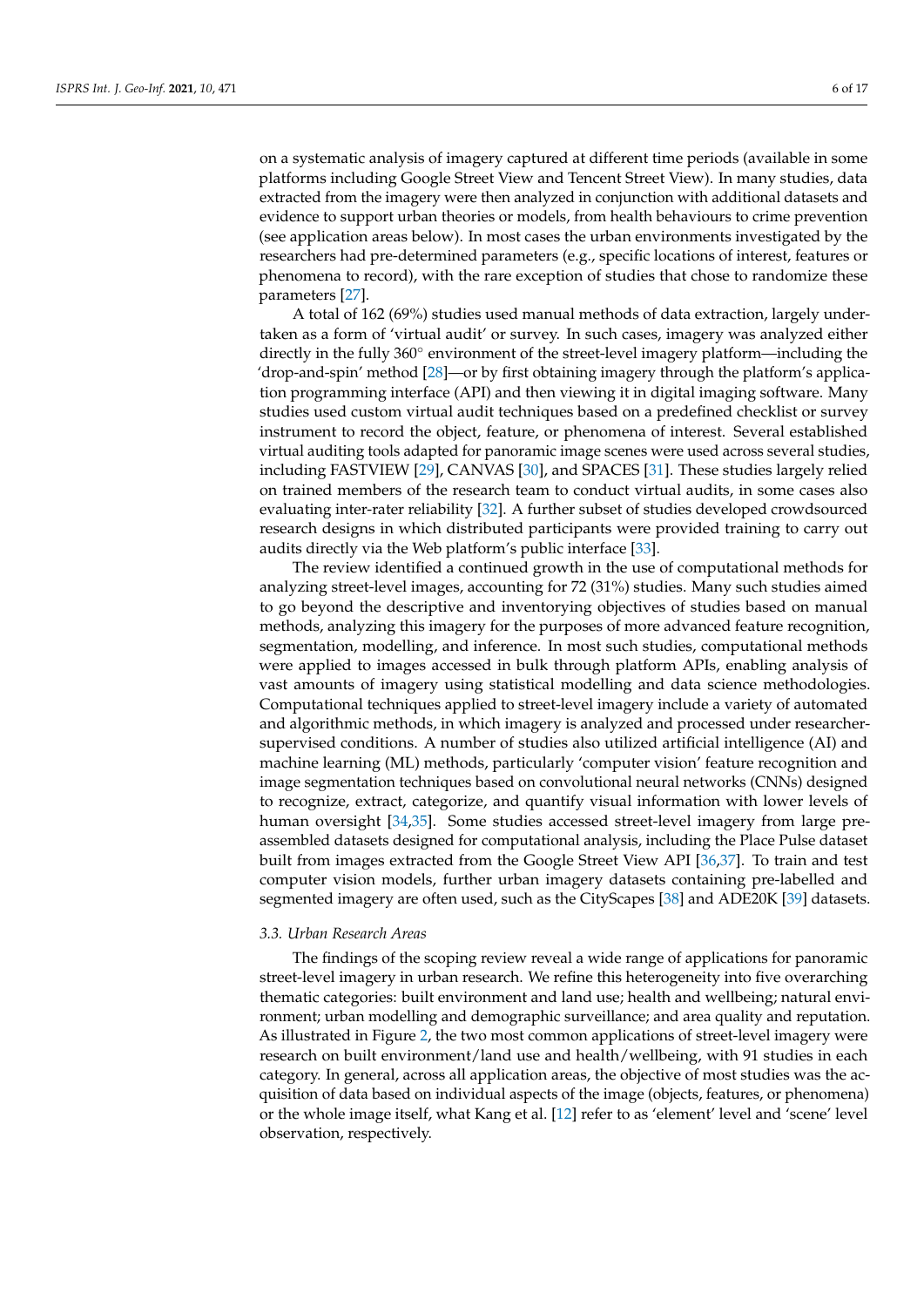on a systematic analysis of imagery captured at different time periods (available in some platforms including Google Street View and Tencent Street View). In many studies, data extracted from the imagery were then analyzed in conjunction with additional datasets and evidence to support urban theories or models, from health behaviours to crime prevention (see application areas below). In most cases the urban environments investigated by the researchers had pre-determined parameters (e.g., specific locations of interest, features or phenomena to record), with the rare exception of studies that chose to randomize these parameters [27].

A total of 162 (69%) studies used manual methods of data extraction, largely undertaken as a form of 'virtual audit' or survey. In such cases, imagery was analyzed either directly in the fully 360° environment of the street-level imagery platform—including the 'drop-and-spin' method [28]—or by first obtaining imagery through the platform's application programming interface (API) and then viewing it in digital imaging software. Many studies used custom virtual audit techniques based on a predefined checklist or survey instrument to record the object, feature, or phenomena of interest. Several established virtual auditing tools adapted for panoramic image scenes were used across several studies, including FASTVIEW [29], CANVAS [30], and SPACES [31]. These studies largely relied on trained members of the research team to conduct virtual audits, in some cases also evaluating inter-rater reliability [32]. A further subset of studies developed crowdsourced research designs in which distributed participants were provided training to carry out audits directly via the Web platform's public interface [33].

The review identified a continued growth in the use of computational methods for analyzing street-level images, accounting for 72 (31%) studies. Many such studies aimed to go beyond the descriptive and inventorying objectives of studies based on manual methods, analyzing this imagery for the purposes of more advanced feature recognition, segmentation, modelling, and inference. In most such studies, computational methods were applied to images accessed in bulk through platform APIs, enabling analysis of vast amounts of imagery using statistical modelling and data science methodologies. Computational techniques applied to street-level imagery include a variety of automated and algorithmic methods, in which imagery is analyzed and processed under researcher-supervised conditions. A number of studies also utilized artificial intelligence (AI) and machine learning (ML) methods, particularly 'computer vision' feature recognition and image segmentation techniques based on convolutional neural networks (CNNs) designed to recognize, extract, categorize, and quantify visual information with lower levels of human oversight [34,35]. Some studies accessed street-level imagery from large pre-assembled datasets designed for computational analysis, including the Place Pulse dataset built from images extracted from the Google Street View API [36,37]. To train and test computer vision models, further urban imagery datasets containing pre-labelled and segmented imagery are often used, such as the CityScapes [38] and ADE20K [39] datasets.

### *3.3. Urban Research Areas*

The findings of the scoping review reveal a wide range of applications for panoramic street-level imagery in urban research. We refine this heterogeneity into five overarching thematic categories: built environment and land use; health and wellbeing; natural environment; urban modelling and demographic surveillance; and area quality and reputation. As illustrated in Figure 2, the two most common applications of street-level imagery were research on built environment/land use and health/wellbeing, with 91 studies in each category. In general, across all application areas, the objective of most studies was the acquisition of data based on individual aspects of the image (objects, features, or phenomena) or the whole image itself, what Kang et al. [12] refer to as 'element' level and 'scene' level observation, respectively.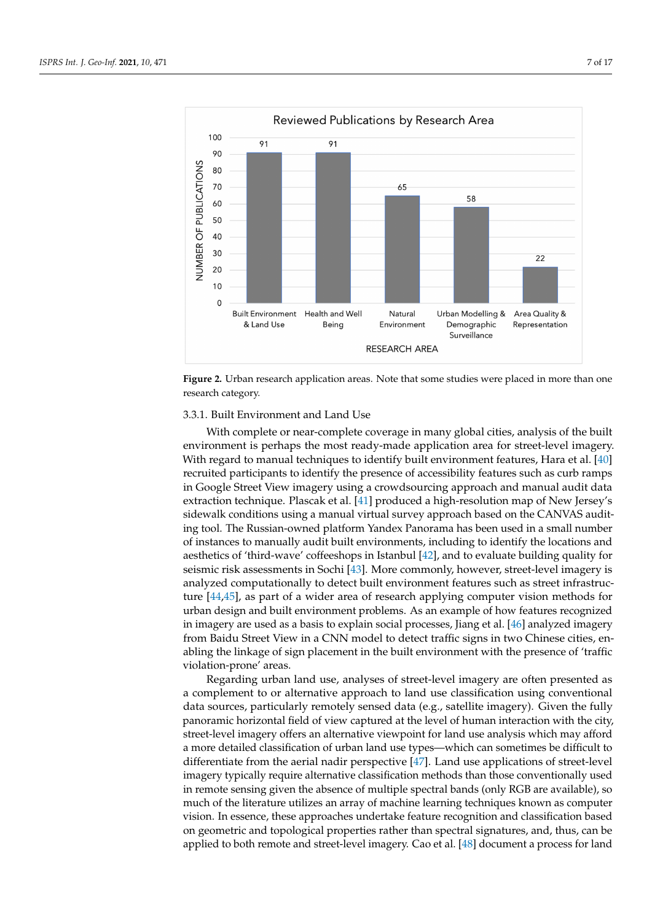**Figure 2.** Urban research application areas. Note that some studies were placed in more than one research category.

#### 3.3.1. Built Environment and Land Use

With complete or near-complete coverage in many global cities, analysis of the built environment is perhaps the most ready-made application area for street-level imagery. With regard to manual techniques to identify built environment features, Hara et al. [40] recruited participants to identify the presence of accessibility features such as curb ramps in Google Street View imagery using a crowdsourcing approach and manual audit data extraction technique. Plascak et al. [41] produced a high-resolution map of New Jersey's sidewalk conditions using a manual virtual survey approach based on the CANVAS auditing tool. The Russian-owned platform Yandex Panorama has been used in a small number of instances to manually audit built environments, including to identify the locations and aesthetics of 'third-wave' coffeeshops in Istanbul [42], and to evaluate building quality for seismic risk assessments in Sochi [43]. More commonly, however, street-level imagery is analyzed computationally to detect built environment features such as street infrastructure [44,45], as part of a wider area of research applying computer vision methods for urban design and built environment problems. As an example of how features recognized in imagery are used as a basis to explain social processes, Jiang et al. [46] analyzed imagery from Baidu Street View in a CNN model to detect traffic signs in two Chinese cities, enabling the linkage of sign placement in the built environment with the presence of 'traffic violation-prone' areas.

Regarding urban land use, analyses of street-level imagery are often presented as a complement to or alternative approach to land use classification using conventional data sources, particularly remotely sensed data (e.g., satellite imagery). Given the fully panoramic horizontal field of view captured at the level of human interaction with the city, street-level imagery offers an alternative viewpoint for land use analysis which may afford a more detailed classification of urban land use types—which can sometimes be difficult to differentiate from the aerial nadir perspective [47]. Land use applications of street-level imagery typically require alternative classification methods than those conventionally used in remote sensing given the absence of multiple spectral bands (only RGB are available), so much of the literature utilizes an array of machine learning techniques known as computer vision. In essence, these approaches undertake feature recognition and classification based on geometric and topological properties rather than spectral signatures, and, thus, can be applied to both remote and street-level imagery. Cao et al. [48] document a process for land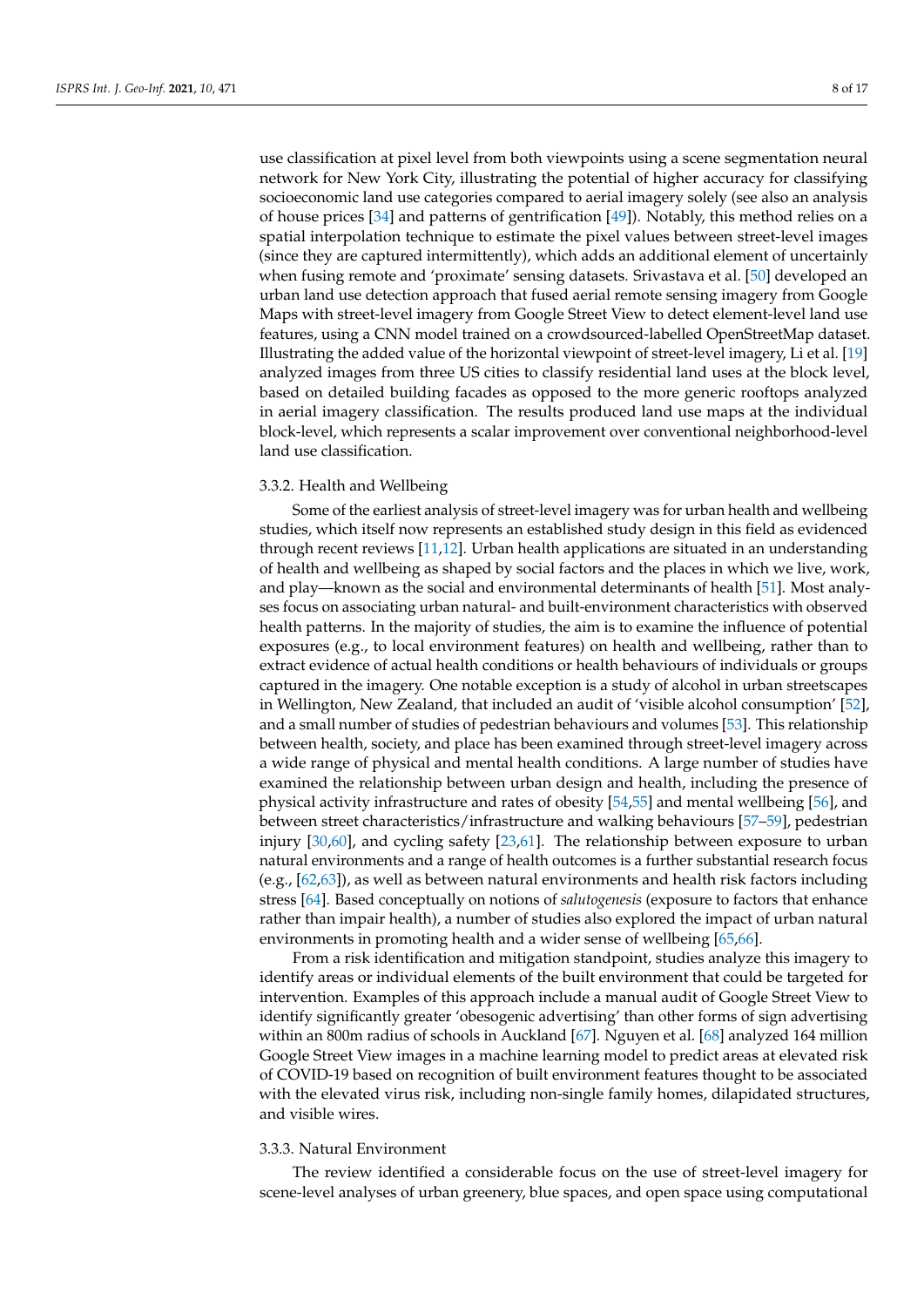use classification at pixel level from both viewpoints using a scene segmentation neural network for New York City, illustrating the potential of higher accuracy for classifying socioeconomic land use categories compared to aerial imagery solely (see also an analysis of house prices [34] and patterns of gentrification [49]). Notably, this method relies on a spatial interpolation technique to estimate the pixel values between street-level images (since they are captured intermittently), which adds an additional element of uncertainly when fusing remote and 'proximate' sensing datasets. Srivastava et al. [50] developed an urban land use detection approach that fused aerial remote sensing imagery from Google Maps with street-level imagery from Google Street View to detect element-level land use features, using a CNN model trained on a crowdsourced-labelled OpenStreetMap dataset. Illustrating the added value of the horizontal viewpoint of street-level imagery, Li et al. [19] analyzed images from three US cities to classify residential land uses at the block level, based on detailed building facades as opposed to the more generic rooftops analyzed in aerial imagery classification. The results produced land use maps at the individual block-level, which represents a scalar improvement over conventional neighborhood-level land use classification.

#### 3.3.2. Health and Wellbeing

Some of the earliest analysis of street-level imagery was for urban health and wellbeing studies, which itself now represents an established study design in this field as evidenced through recent reviews [11,12]. Urban health applications are situated in an understanding of health and wellbeing as shaped by social factors and the places in which we live, work, and play—known as the social and environmental determinants of health [51]. Most analyses focus on associating urban natural- and built-environment characteristics with observed health patterns. In the majority of studies, the aim is to examine the influence of potential exposures (e.g., to local environment features) on health and wellbeing, rather than to extract evidence of actual health conditions or health behaviours of individuals or groups captured in the imagery. One notable exception is a study of alcohol in urban streetscapes in Wellington, New Zealand, that included an audit of 'visible alcohol consumption' [52], and a small number of studies of pedestrian behaviours and volumes [53]. This relationship between health, society, and place has been examined through street-level imagery across a wide range of physical and mental health conditions. A large number of studies have examined the relationship between urban design and health, including the presence of physical activity infrastructure and rates of obesity [54,55] and mental wellbeing [56], and between street characteristics/infrastructure and walking behaviours [57–59], pedestrian injury [30,60], and cycling safety [23,61]. The relationship between exposure to urban natural environments and a range of health outcomes is a further substantial research focus (e.g., [62,63]), as well as between natural environments and health risk factors including stress [64]. Based conceptually on notions of *salutogenesis* (exposure to factors that enhance rather than impair health), a number of studies also explored the impact of urban natural environments in promoting health and a wider sense of wellbeing [65,66].

From a risk identification and mitigation standpoint, studies analyze this imagery to identify areas or individual elements of the built environment that could be targeted for intervention. Examples of this approach include a manual audit of Google Street View to identify significantly greater 'obesogenic advertising' than other forms of sign advertising within an 800m radius of schools in Auckland [67]. Nguyen et al. [68] analyzed 164 million Google Street View images in a machine learning model to predict areas at elevated risk of COVID-19 based on recognition of built environment features thought to be associated with the elevated virus risk, including non-single family homes, dilapidated structures, and visible wires.

#### 3.3.3. Natural Environment

The review identified a considerable focus on the use of street-level imagery for scene-level analyses of urban greenery, blue spaces, and open space using computational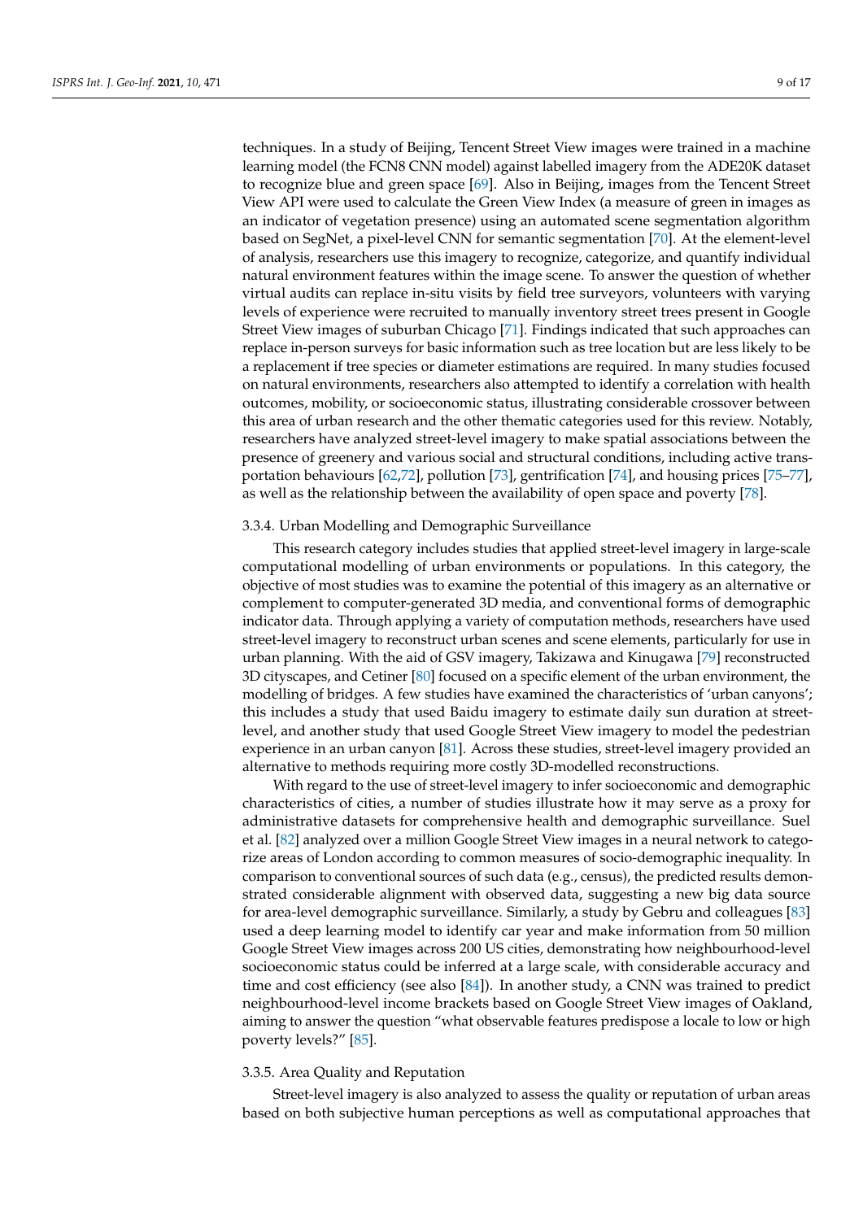techniques. In a study of Beijing, Tencent Street View images were trained in a machine learning model (the FCN8 CNN model) against labelled imagery from the ADE20K dataset to recognize blue and green space [69]. Also in Beijing, images from the Tencent Street View API were used to calculate the Green View Index (a measure of green in images as an indicator of vegetation presence) using an automated scene segmentation algorithm based on SegNet, a pixel-level CNN for semantic segmentation [70]. At the element-level of analysis, researchers use this imagery to recognize, categorize, and quantify individual natural environment features within the image scene. To answer the question of whether virtual audits can replace in-situ visits by field tree surveyors, volunteers with varying levels of experience were recruited to manually inventory street trees present in Google Street View images of suburban Chicago [71]. Findings indicated that such approaches can replace in-person surveys for basic information such as tree location but are less likely to be a replacement if tree species or diameter estimations are required. In many studies focused on natural environments, researchers also attempted to identify a correlation with health outcomes, mobility, or socioeconomic status, illustrating considerable crossover between this area of urban research and the other thematic categories used for this review. Notably, researchers have analyzed street-level imagery to make spatial associations between the presence of greenery and various social and structural conditions, including active transportation behaviours [62,72], pollution [73], gentrification [74], and housing prices [75–77], as well as the relationship between the availability of open space and poverty [78].

### 3.3.4. Urban Modelling and Demographic Surveillance

This research category includes studies that applied street-level imagery in large-scale computational modelling of urban environments or populations. In this category, the objective of most studies was to examine the potential of this imagery as an alternative or complement to computer-generated 3D media, and conventional forms of demographic indicator data. Through applying a variety of computation methods, researchers have used street-level imagery to reconstruct urban scenes and scene elements, particularly for use in urban planning. With the aid of GSV imagery, Takizawa and Kinugawa [79] reconstructed 3D cityscapes, and Cetiner [80] focused on a specific element of the urban environment, the modelling of bridges. A few studies have examined the characteristics of 'urban canyons'; this includes a study that used Baidu imagery to estimate daily sun duration at street-level, and another study that used Google Street View imagery to model the pedestrian experience in an urban canyon [81]. Across these studies, street-level imagery provided an alternative to methods requiring more costly 3D-modelled reconstructions.

With regard to the use of street-level imagery to infer socioeconomic and demographic characteristics of cities, a number of studies illustrate how it may serve as a proxy for administrative datasets for comprehensive health and demographic surveillance. Suel et al. [82] analyzed over a million Google Street View images in a neural network to categorize areas of London according to common measures of socio-demographic inequality. In comparison to conventional sources of such data (e.g., census), the predicted results demonstrated considerable alignment with observed data, suggesting a new big data source for area-level demographic surveillance. Similarly, a study by Gebru and colleagues [83] used a deep learning model to identify car year and make information from 50 million Google Street View images across 200 US cities, demonstrating how neighbourhood-level socioeconomic status could be inferred at a large scale, with considerable accuracy and time and cost efficiency (see also [84]). In another study, a CNN was trained to predict neighbourhood-level income brackets based on Google Street View images of Oakland, aiming to answer the question "what observable features predispose a locale to low or high poverty levels?" [85].

### 3.3.5. Area Quality and Reputation

Street-level imagery is also analyzed to assess the quality or reputation of urban areas based on both subjective human perceptions as well as computational approaches that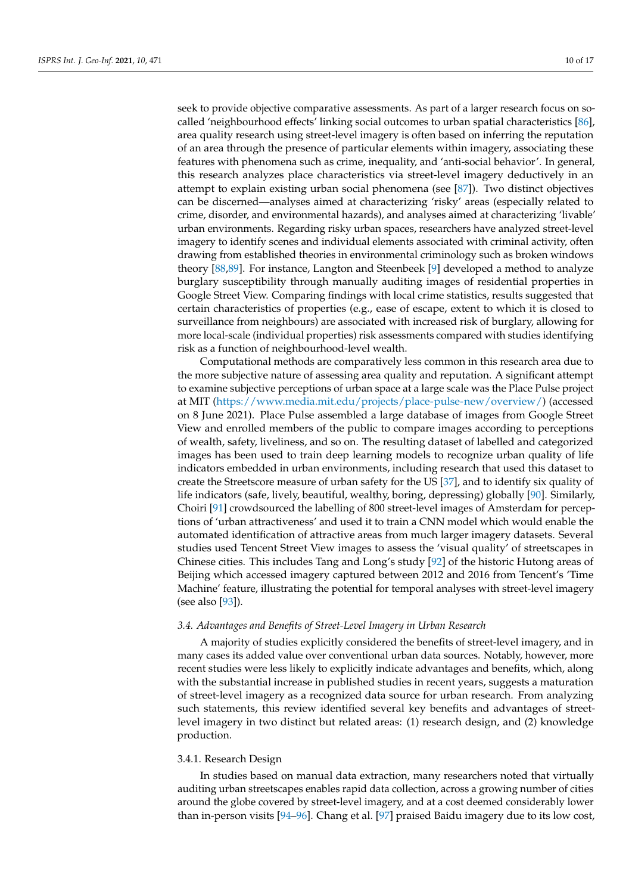seek to provide objective comparative assessments. As part of a larger research focus on so-called 'neighbourhood effects' linking social outcomes to urban spatial characteristics [86], area quality research using street-level imagery is often based on inferring the reputation of an area through the presence of particular elements within imagery, associating these features with phenomena such as crime, inequality, and 'anti-social behavior'. In general, this research analyzes place characteristics via street-level imagery deductively in an attempt to explain existing urban social phenomena (see [87]). Two distinct objectives can be discerned—analyses aimed at characterizing 'risky' areas (especially related to crime, disorder, and environmental hazards), and analyses aimed at characterizing 'livable' urban environments. Regarding risky urban spaces, researchers have analyzed street-level imagery to identify scenes and individual elements associated with criminal activity, often drawing from established theories in environmental criminology such as broken windows theory [88,89]. For instance, Langton and Steenbeek [9] developed a method to analyze burglary susceptibility through manually auditing images of residential properties in Google Street View. Comparing findings with local crime statistics, results suggested that certain characteristics of properties (e.g., ease of escape, extent to which it is closed to surveillance from neighbours) are associated with increased risk of burglary, allowing for more local-scale (individual properties) risk assessments compared with studies identifying risk as a function of neighbourhood-level wealth.

Computational methods are comparatively less common in this research area due to the more subjective nature of assessing area quality and reputation. A significant attempt to examine subjective perceptions of urban space at a large scale was the Place Pulse project at MIT (https://www.media.mit.edu/projects/place-pulse-new/overview/) (accessed on 8 June 2021). Place Pulse assembled a large database of images from Google Street View and enrolled members of the public to compare images according to perceptions of wealth, safety, liveliness, and so on. The resulting dataset of labelled and categorized images has been used to train deep learning models to recognize urban quality of life indicators embedded in urban environments, including research that used this dataset to create the Streetscore measure of urban safety for the US [37], and to identify six quality of life indicators (safe, lively, beautiful, wealthy, boring, depressing) globally [90]. Similarly, Choiri [91] crowdsourced the labelling of 800 street-level images of Amsterdam for perceptions of 'urban attractiveness' and used it to train a CNN model which would enable the automated identification of attractive areas from much larger imagery datasets. Several studies used Tencent Street View images to assess the 'visual quality' of streetscapes in Chinese cities. This includes Tang and Long's study [92] of the historic Hutong areas of Beijing which accessed imagery captured between 2012 and 2016 from Tencent's 'Time Machine' feature, illustrating the potential for temporal analyses with street-level imagery (see also [93]).

### *3.4. Advantages and Benefits of Street-Level Imagery in Urban Research*

A majority of studies explicitly considered the benefits of street-level imagery, and in many cases its added value over conventional urban data sources. Notably, however, more recent studies were less likely to explicitly indicate advantages and benefits, which, along with the substantial increase in published studies in recent years, suggests a maturation of street-level imagery as a recognized data source for urban research. From analyzing such statements, this review identified several key benefits and advantages of street-level imagery in two distinct but related areas: (1) research design, and (2) knowledge production.

#### 3.4.1. Research Design

In studies based on manual data extraction, many researchers noted that virtually auditing urban streetscapes enables rapid data collection, across a growing number of cities around the globe covered by street-level imagery, and at a cost deemed considerably lower than in-person visits [94–96]. Chang et al. [97] praised Baidu imagery due to its low cost,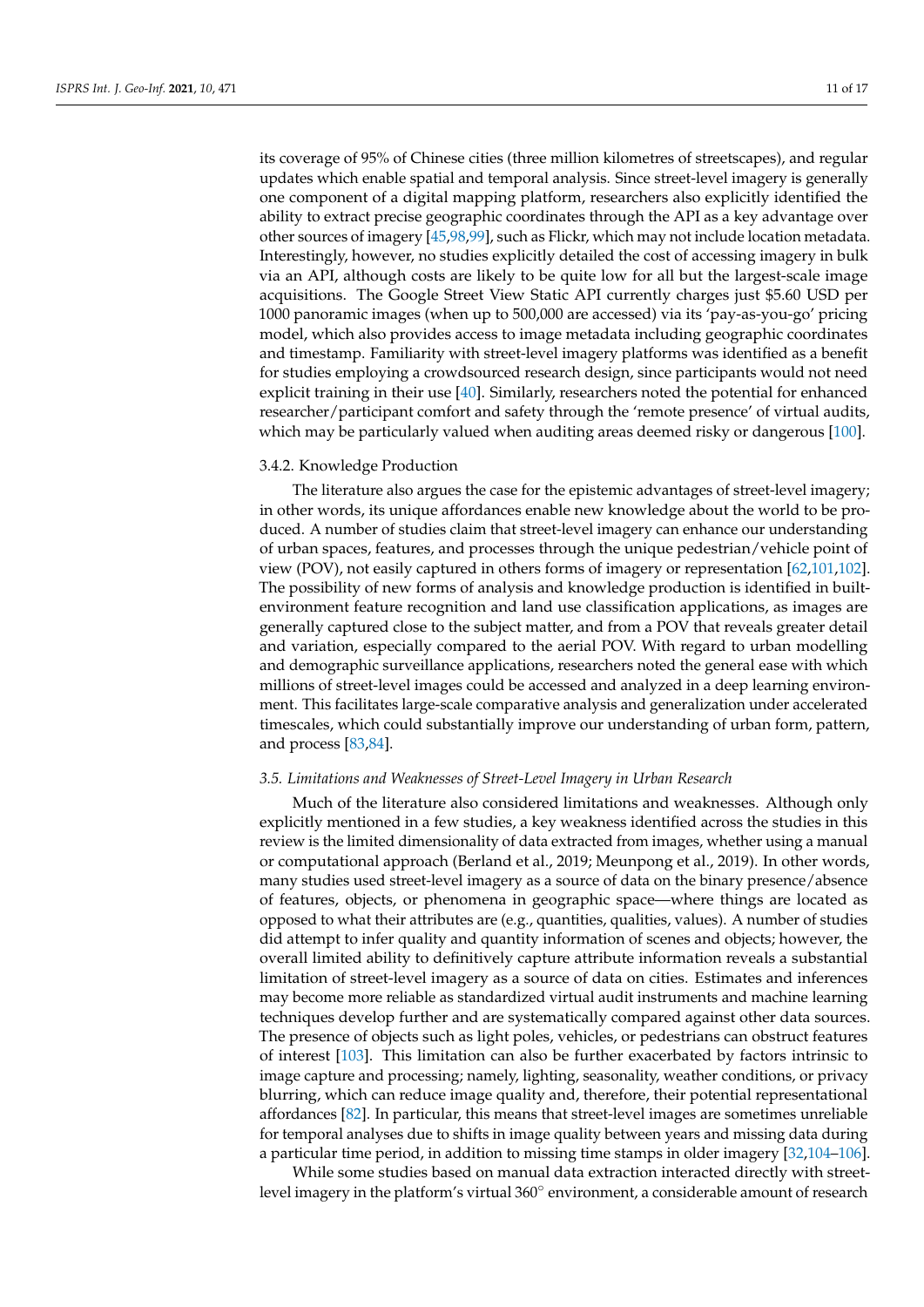its coverage of 95% of Chinese cities (three million kilometres of streetscapes), and regular updates which enable spatial and temporal analysis. Since street-level imagery is generally one component of a digital mapping platform, researchers also explicitly identified the ability to extract precise geographic coordinates through the API as a key advantage over other sources of imagery [45,98,99], such as Flickr, which may not include location metadata. Interestingly, however, no studies explicitly detailed the cost of accessing imagery in bulk via an API, although costs are likely to be quite low for all but the largest-scale image acquisitions. The Google Street View Static API currently charges just $5.60 USD per 1000 panoramic images (when up to 500,000 are accessed) via its 'pay-as-you-go' pricing model, which also provides access to image metadata including geographic coordinates and timestamp. Familiarity with street-level imagery platforms was identified as a benefit for studies employing a crowdsourced research design, since participants would not need explicit training in their use [40]. Similarly, researchers noted the potential for enhanced researcher/participant comfort and safety through the 'remote presence' of virtual audits, which may be particularly valued when auditing areas deemed risky or dangerous [100].

#### 3.4.2. Knowledge Production

The literature also argues the case for the epistemic advantages of street-level imagery; in other words, its unique affordances enable new knowledge about the world to be produced. A number of studies claim that street-level imagery can enhance our understanding of urban spaces, features, and processes through the unique pedestrian/vehicle point of view (POV), not easily captured in others forms of imagery or representation [62,101,102]. The possibility of new forms of analysis and knowledge production is identified in built-environment feature recognition and land use classification applications, as images are generally captured close to the subject matter, and from a POV that reveals greater detail and variation, especially compared to the aerial POV. With regard to urban modelling and demographic surveillance applications, researchers noted the general ease with which millions of street-level images could be accessed and analyzed in a deep learning environment. This facilitates large-scale comparative analysis and generalization under accelerated timescales, which could substantially improve our understanding of urban form, pattern, and process [83,84].

### *3.5. Limitations and Weaknesses of Street-Level Imagery in Urban Research*

Much of the literature also considered limitations and weaknesses. Although only explicitly mentioned in a few studies, a key weakness identified across the studies in this review is the limited dimensionality of data extracted from images, whether using a manual or computational approach (Berland et al., 2019; Meunpong et al., 2019). In other words, many studies used street-level imagery as a source of data on the binary presence/absence of features, objects, or phenomena in geographic space—where things are located as opposed to what their attributes are (e.g., quantities, qualities, values). A number of studies did attempt to infer quality and quantity information of scenes and objects; however, the overall limited ability to definitively capture attribute information reveals a substantial limitation of street-level imagery as a source of data on cities. Estimates and inferences may become more reliable as standardized virtual audit instruments and machine learning techniques develop further and are systematically compared against other data sources. The presence of objects such as light poles, vehicles, or pedestrians can obstruct features of interest [103]. This limitation can also be further exacerbated by factors intrinsic to image capture and processing; namely, lighting, seasonality, weather conditions, or privacy blurring, which can reduce image quality and, therefore, their potential representational affordances [82]. In particular, this means that street-level images are sometimes unreliable for temporal analyses due to shifts in image quality between years and missing data during a particular time period, in addition to missing time stamps in older imagery [32,104–106].

While some studies based on manual data extraction interacted directly with street-level imagery in the platform's virtual 360° environment, a considerable amount of research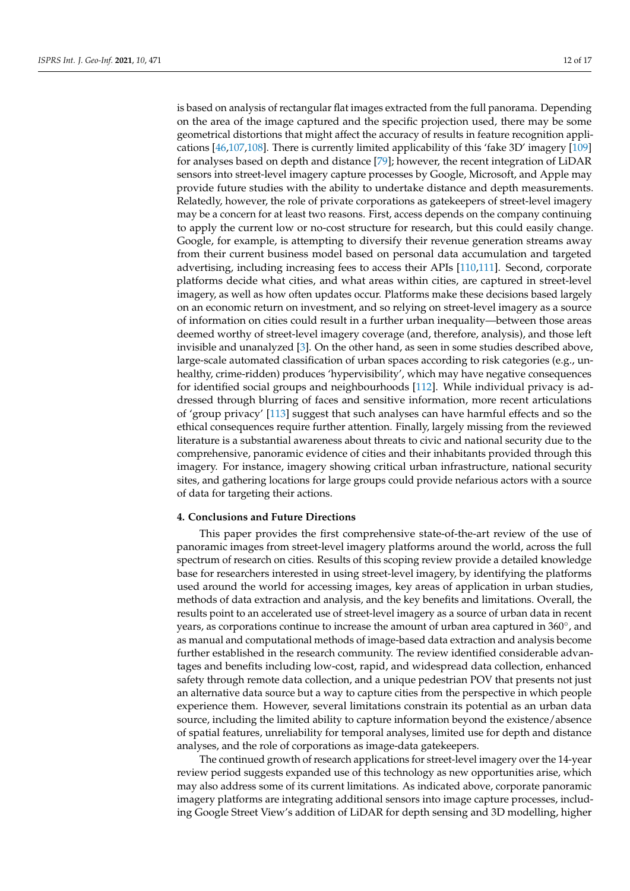is based on analysis of rectangular flat images extracted from the full panorama. Depending on the area of the image captured and the specific projection used, there may be some geometrical distortions that might affect the accuracy of results in feature recognition applications [46,107,108]. There is currently limited applicability of this 'fake 3D' imagery [109] for analyses based on depth and distance [79]; however, the recent integration of LiDAR sensors into street-level imagery capture processes by Google, Microsoft, and Apple may provide future studies with the ability to undertake distance and depth measurements. Relatedly, however, the role of private corporations as gatekeepers of street-level imagery may be a concern for at least two reasons. First, access depends on the company continuing to apply the current low or no-cost structure for research, but this could easily change. Google, for example, is attempting to diversify their revenue generation streams away from their current business model based on personal data accumulation and targeted advertising, including increasing fees to access their APIs [110,111]. Second, corporate platforms decide what cities, and what areas within cities, are captured in street-level imagery, as well as how often updates occur. Platforms make these decisions based largely on an economic return on investment, and so relying on street-level imagery as a source of information on cities could result in a further urban inequality—between those areas deemed worthy of street-level imagery coverage (and, therefore, analysis), and those left invisible and unanalyzed [3]. On the other hand, as seen in some studies described above, large-scale automated classification of urban spaces according to risk categories (e.g., unhealthy, crime-ridden) produces 'hypervisibility', which may have negative consequences for identified social groups and neighbourhoods [112]. While individual privacy is addressed through blurring of faces and sensitive information, more recent articulations of 'group privacy' [113] suggest that such analyses can have harmful effects and so the ethical consequences require further attention. Finally, largely missing from the reviewed literature is a substantial awareness about threats to civic and national security due to the comprehensive, panoramic evidence of cities and their inhabitants provided through this imagery. For instance, imagery showing critical urban infrastructure, national security sites, and gathering locations for large groups could provide nefarious actors with a source of data for targeting their actions.

## 4. Conclusions and Future Directions

This paper provides the first comprehensive state-of-the-art review of the use of panoramic images from street-level imagery platforms around the world, across the full spectrum of research on cities. Results of this scoping review provide a detailed knowledge base for researchers interested in using street-level imagery, by identifying the platforms used around the world for accessing images, key areas of application in urban studies, methods of data extraction and analysis, and the key benefits and limitations. Overall, the results point to an accelerated use of street-level imagery as a source of urban data in recent years, as corporations continue to increase the amount of urban area captured in 360°, and as manual and computational methods of image-based data extraction and analysis become further established in the research community. The review identified considerable advantages and benefits including low-cost, rapid, and widespread data collection, enhanced safety through remote data collection, and a unique pedestrian POV that presents not just an alternative data source but a way to capture cities from the perspective in which people experience them. However, several limitations constrain its potential as an urban data source, including the limited ability to capture information beyond the existence/absence of spatial features, unreliability for temporal analyses, limited use for depth and distance analyses, and the role of corporations as image-data gatekeepers.

The continued growth of research applications for street-level imagery over the 14-year review period suggests expanded use of this technology as new opportunities arise, which may also address some of its current limitations. As indicated above, corporate panoramic imagery platforms are integrating additional sensors into image capture processes, including Google Street View's addition of LiDAR for depth sensing and 3D modelling, higher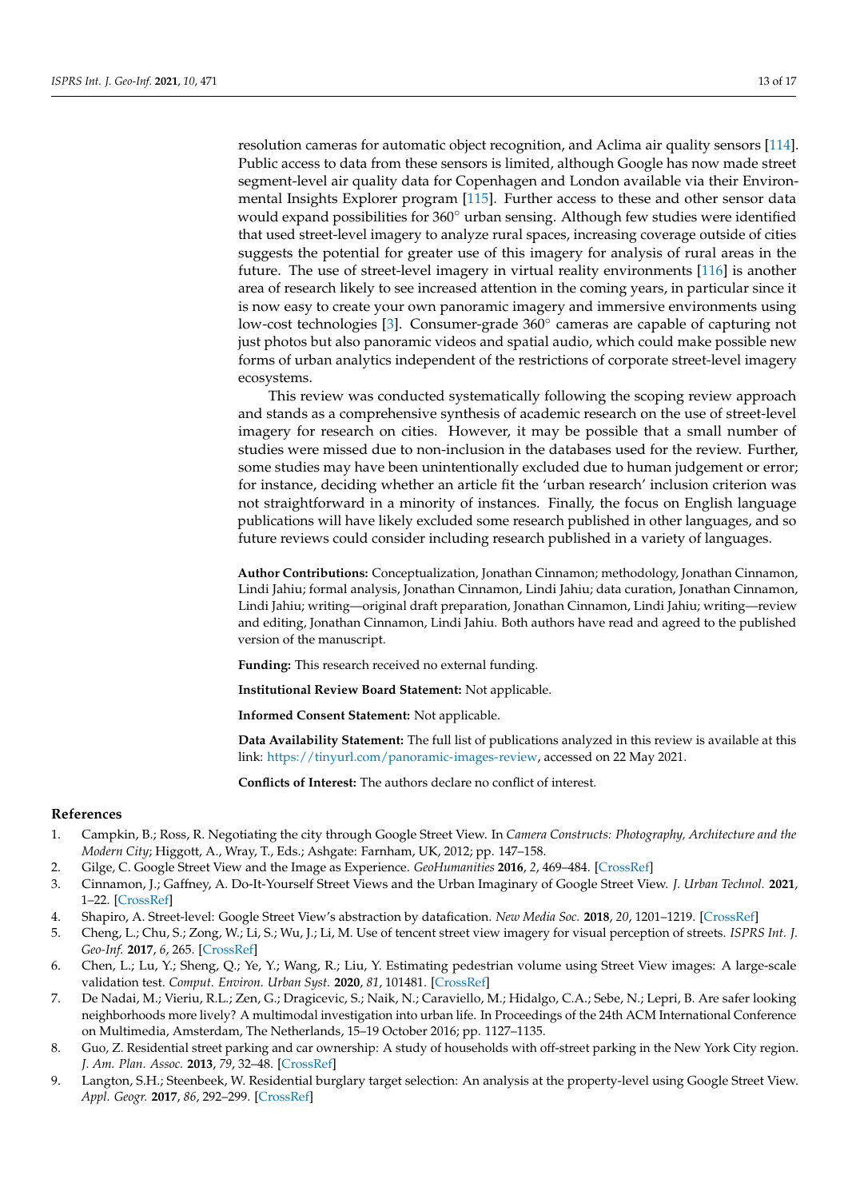resolution cameras for automatic object recognition, and Aclima air quality sensors [114]. Public access to data from these sensors is limited, although Google has now made street segment-level air quality data for Copenhagen and London available via their Environmental Insights Explorer program [115]. Further access to these and other sensor data would expand possibilities for 360° urban sensing. Although few studies were identified that used street-level imagery to analyze rural spaces, increasing coverage outside of cities suggests the potential for greater use of this imagery for analysis of rural areas in the future. The use of street-level imagery in virtual reality environments [116] is another area of research likely to see increased attention in the coming years, in particular since it is now easy to create your own panoramic imagery and immersive environments using low-cost technologies [3]. Consumer-grade 360° cameras are capable of capturing not just photos but also panoramic videos and spatial audio, which could make possible new forms of urban analytics independent of the restrictions of corporate street-level imagery ecosystems.

This review was conducted systematically following the scoping review approach and stands as a comprehensive synthesis of academic research on the use of street-level imagery for research on cities. However, it may be possible that a small number of studies were missed due to non-inclusion in the databases used for the review. Further, some studies may have been unintentionally excluded due to human judgement or error; for instance, deciding whether an article fit the 'urban research' inclusion criterion was not straightforward in a minority of instances. Finally, the focus on English language publications will have likely excluded some research published in other languages, and so future reviews could consider including research published in a variety of languages.

**Author Contributions:** Conceptualization, Jonathan Cinnamon; methodology, Jonathan Cinnamon, Lindi Jahiu; formal analysis, Jonathan Cinnamon, Lindi Jahiu; data curation, Jonathan Cinnamon, Lindi Jahiu; writing—original draft preparation, Jonathan Cinnamon, Lindi Jahiu; writing—review and editing, Jonathan Cinnamon, Lindi Jahiu. Both authors have read and agreed to the published version of the manuscript.

**Funding:** This research received no external funding.

**Institutional Review Board Statement:** Not applicable.

**Informed Consent Statement:** Not applicable.

**Data Availability Statement:** The full list of publications analyzed in this review is available at this link: https://tinyurl.com/panoramic-images-review, accessed on 22 May 2021.

**Conflicts of Interest:** The authors declare no conflict of interest.

## References

1. Campkin, B.; Ross, R. Negotiating the city through Google Street View. In *Camera Constructs: Photography, Architecture and the Modern City*; Higgott, A., Wray, T., Eds.; Ashgate: Farnham, UK, 2012; pp. 147–158.
2. Gilge, C. Google Street View and the Image as Experience. *GeoHumanities* **2016**, *2*, 469–484. [CrossRef]
3. Cinnamon, J.; Gaffney, A. Do-It-Yourself Street Views and the Urban Imaginary of Google Street View. *J. Urban Technol.* **2021**, 1–22. [CrossRef]
4. Shapiro, A. Street-level: Google Street View's abstraction by datafication. *New Media Soc.* **2018**, *20*, 1201–1219. [CrossRef]
5. Cheng, L.; Chu, S.; Zong, W.; Li, S.; Wu, J.; Li, M. Use of tencent street view imagery for visual perception of streets. *ISPRS Int. J. Geo-Inf.* **2017**, *6*, 265. [CrossRef]
6. Chen, L.; Lu, Y.; Sheng, Q.; Ye, Y.; Wang, R.; Liu, Y. Estimating pedestrian volume using Street View images: A large-scale validation test. *Comput. Environ. Urban Syst.* **2020**, *81*, 101481. [CrossRef]
7. De Nadai, M.; Vieriu, R.L.; Zen, G.; Dragicevic, S.; Naik, N.; Caraviello, M.; Hidalgo, C.A.; Sebe, N.; Lepri, B. Are safer looking neighborhoods more lively? A multimodal investigation into urban life. In Proceedings of the 24th ACM International Conference on Multimedia, Amsterdam, The Netherlands, 15–19 October 2016; pp. 1127–1135.
8. Guo, Z. Residential street parking and car ownership: A study of households with off-street parking in the New York City region. *J. Am. Plan. Assoc.* **2013**, *79*, 32–48. [CrossRef]
9. Langton, S.H.; Steenbeek, W. Residential burglary target selection: An analysis at the property-level using Google Street View. *Appl. Geogr.* **2017**, *86*, 292–299. [CrossRef]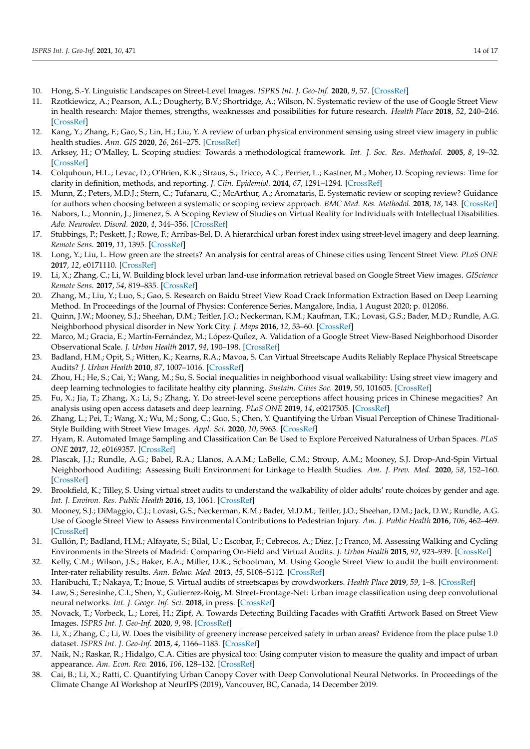10. Hong, S.-Y. Linguistic Landscapes on Street-Level Images. *ISPRS Int. J. Geo-Inf.* **2020**, *9*, 57. [CrossRef]
11. Rzotkiewicz, A.; Pearson, A.L.; Dougherty, B.V.; Shortridge, A.; Wilson, N. Systematic review of the use of Google Street View in health research: Major themes, strengths, weaknesses and possibilities for future research. *Health Place* **2018**, *52*, 240–246. [CrossRef]
12. Kang, Y.; Zhang, F.; Gao, S.; Lin, H.; Liu, Y. A review of urban physical environment sensing using street view imagery in public health studies. *Ann. GIS* **2020**, *26*, 261–275. [CrossRef]
13. Arksey, H.; O'Malley, L. Scoping studies: Towards a methodological framework. *Int. J. Soc. Res. Methodol.* **2005**, *8*, 19–32. [CrossRef]
14. Colquhoun, H.L.; Levac, D.; O'Brien, K.K.; Straus, S.; Tricco, A.C.; Perrier, L.; Kastner, M.; Moher, D. Scoping reviews: Time for clarity in definition, methods, and reporting. *J. Clin. Epidemiol.* **2014**, *67*, 1291–1294. [CrossRef]
15. Munn, Z.; Peters, M.D.J.; Stern, C.; Tufanaru, C.; McArthur, A.; Aromataris, E. Systematic review or scoping review? Guidance for authors when choosing between a systematic or scoping review approach. *BMC Med. Res. Methodol.* **2018**, *18*, 143. [CrossRef]
16. Nabors, L.; Monnin, J.; Jimenez, S. A Scoping Review of Studies on Virtual Reality for Individuals with Intellectual Disabilities. *Adv. Neurodev. Disord.* **2020**, *4*, 344–356. [CrossRef]
17. Stubbings, P.; Peskett, J.; Rowe, F.; Arribas-Bel, D. A hierarchical urban forest index using street-level imagery and deep learning. *Remote Sens.* **2019**, *11*, 1395. [CrossRef]
18. Long, Y.; Liu, L. How green are the streets? An analysis for central areas of Chinese cities using Tencent Street View. *PLoS ONE* **2017**, *12*, e0171110. [CrossRef]
19. Li, X.; Zhang, C.; Li, W. Building block level urban land-use information retrieval based on Google Street View images. *GIScience Remote Sens.* **2017**, *54*, 819–835. [CrossRef]
20. Zhang, M.; Liu, Y.; Luo, S.; Gao, S. Research on Baidu Street View Road Crack Information Extraction Based on Deep Learning Method. In Proceedings of the Journal of Physics: Conference Series, Mangalore, India, 1 August 2020; p. 012086.
21. Quinn, J.W.; Mooney, S.J.; Sheehan, D.M.; Teitler, J.O.; Neckerman, K.M.; Kaufman, T.K.; Lovasi, G.S.; Bader, M.D.; Rundle, A.G. Neighborhood physical disorder in New York City. *J. Maps* **2016**, *12*, 53–60. [CrossRef]
22. Marco, M.; Gracia, E.; Martín-Fernández, M.; López-Quílez, A. Validation of a Google Street View-Based Neighborhood Disorder Observational Scale. *J. Urban Health* **2017**, *94*, 190–198. [CrossRef]
23. Badland, H.M.; Opit, S.; Witten, K.; Kearns, R.A.; Mavoa, S. Can Virtual Streetscape Audits Reliably Replace Physical Streetscape Audits? *J. Urban Health* **2010**, *87*, 1007–1016. [CrossRef]
24. Zhou, H.; He, S.; Cai, Y.; Wang, M.; Su, S. Social inequalities in neighborhood visual walkability: Using street view imagery and deep learning technologies to facilitate healthy city planning. *Sustain. Cities Soc.* **2019**, *50*, 101605. [CrossRef]
25. Fu, X.; Jia, T.; Zhang, X.; Li, S.; Zhang, Y. Do street-level scene perceptions affect housing prices in Chinese megacities? An analysis using open access datasets and deep learning. *PLoS ONE* **2019**, *14*, e0217505. [CrossRef]
26. Zhang, L.; Pei, T.; Wang, X.; Wu, M.; Song, C.; Guo, S.; Chen, Y. Quantifying the Urban Visual Perception of Chinese Traditional-Style Building with Street View Images. *Appl. Sci.* **2020**, *10*, 5963. [CrossRef]
27. Hyam, R. Automated Image Sampling and Classification Can Be Used to Explore Perceived Naturalness of Urban Spaces. *PLoS ONE* **2017**, *12*, e0169357. [CrossRef]
28. Plascak, J.J.; Rundle, A.G.; Babel, R.A.; Llanos, A.A.M.; LaBelle, C.M.; Stroup, A.M.; Mooney, S.J. Drop-And-Spin Virtual Neighborhood Auditing: Assessing Built Environment for Linkage to Health Studies. *Am. J. Prev. Med.* **2020**, *58*, 152–160. [CrossRef]
29. Brookfield, K.; Tilley, S. Using virtual street audits to understand the walkability of older adults' route choices by gender and age. *Int. J. Environ. Res. Public Health* **2016**, *13*, 1061. [CrossRef]
30. Mooney, S.J.; DiMaggio, C.J.; Lovasi, G.S.; Neckerman, K.M.; Bader, M.D.M.; Teitler, J.O.; Sheehan, D.M.; Jack, D.W.; Rundle, A.G. Use of Google Street View to Assess Environmental Contributions to Pedestrian Injury. *Am. J. Public Health* **2016**, *106*, 462–469. [CrossRef]
31. Gullón, P.; Badland, H.M.; Alfayate, S.; Bilal, U.; Escobar, F.; Cebrecos, A.; Diez, J.; Franco, M. Assessing Walking and Cycling Environments in the Streets of Madrid: Comparing On-Field and Virtual Audits. *J. Urban Health* **2015**, *92*, 923–939. [CrossRef]
32. Kelly, C.M.; Wilson, J.S.; Baker, E.A.; Miller, D.K.; Schootman, M. Using Google Street View to audit the built environment: Inter-rater reliability results. *Ann. Behav. Med.* **2013**, *45*, S108–S112. [CrossRef]
33. Hanibuchi, T.; Nakaya, T.; Inoue, S. Virtual audits of streetscapes by crowdworkers. *Health Place* **2019**, *59*, 1–8. [CrossRef]
34. Law, S.; Seresinhe, C.I.; Shen, Y.; Gutierrez-Roig, M. Street-Frontage-Net: Urban image classification using deep convolutional neural networks. *Int. J. Geogr. Inf. Sci.* **2018**, in press. [CrossRef]
35. Novack, T.; Vorbeck, L.; Lorei, H.; Zipf, A. Towards Detecting Building Facades with Graffiti Artwork Based on Street View Images. *ISPRS Int. J. Geo-Inf.* **2020**, *9*, 98. [CrossRef]
36. Li, X.; Zhang, C.; Li, W. Does the visibility of greenery increase perceived safety in urban areas? Evidence from the place pulse 1.0 dataset. *ISPRS Int. J. Geo-Inf.* **2015**, *4*, 1166–1183. [CrossRef]
37. Naik, N.; Raskar, R.; Hidalgo, C.A. Cities are physical too: Using computer vision to measure the quality and impact of urban appearance. *Am. Econ. Rev.* **2016**, *106*, 128–132. [CrossRef]
38. Cai, B.; Li, X.; Ratti, C. Quantifying Urban Canopy Cover with Deep Convolutional Neural Networks. In Proceedings of the Climate Change AI Workshop at NeurIPS (2019), Vancouver, BC, Canada, 14 December 2019.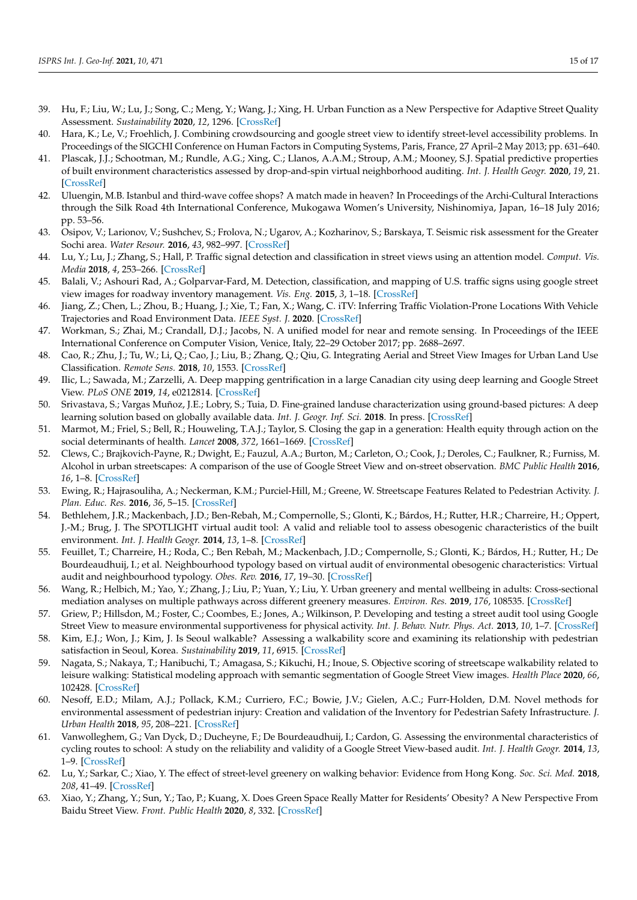39. Hu, F.; Liu, W.; Lu, J.; Song, C.; Meng, Y.; Wang, J.; Xing, H. Urban Function as a New Perspective for Adaptive Street Quality Assessment. *Sustainability* **2020**, *12*, 1296. [CrossRef]
40. Hara, K.; Le, V.; Froehlich, J. Combining crowdsourcing and google street view to identify street-level accessibility problems. In Proceedings of the SIGCHI Conference on Human Factors in Computing Systems, Paris, France, 27 April–2 May 2013; pp. 631–640.
41. Plascak, J.J.; Schootman, M.; Rundle, A.G.; Xing, C.; Llanos, A.A.M.; Stroup, A.M.; Mooney, S.J. Spatial predictive properties of built environment characteristics assessed by drop-and-spin virtual neighborhood auditing. *Int. J. Health Geogr.* **2020**, *19*, 21. [CrossRef]
42. Uluengin, M.B. Istanbul and third-wave coffee shops? A match made in heaven? In Proceedings of the Archi-Cultural Interactions through the Silk Road 4th International Conference, Mukogawa Women's University, Nishinomiya, Japan, 16–18 July 2016; pp. 53–56.
43. Osipov, V.; Larionov, V.; Sushchev, S.; Frolova, N.; Ugarov, A.; Kozharinov, S.; Barskaya, T. Seismic risk assessment for the Greater Sochi area. *Water Resour.* **2016**, *43*, 982–997. [CrossRef]
44. Lu, Y.; Lu, J.; Zhang, S.; Hall, P. Traffic signal detection and classification in street views using an attention model. *Comput. Vis. Media* **2018**, *4*, 253–266. [CrossRef]
45. Balali, V.; Ashouri Rad, A.; Golparvar-Fard, M. Detection, classification, and mapping of U.S. traffic signs using google street view images for roadway inventory management. *Vis. Eng.* **2015**, *3*, 1–18. [CrossRef]
46. Jiang, Z.; Chen, L.; Zhou, B.; Huang, J.; Xie, T.; Fan, X.; Wang, C. iTV: Inferring Traffic Violation-Prone Locations With Vehicle Trajectories and Road Environment Data. *IEEE Syst. J.* **2020**. [CrossRef]
47. Workman, S.; Zhai, M.; Crandall, D.J.; Jacobs, N. A unified model for near and remote sensing. In Proceedings of the IEEE International Conference on Computer Vision, Venice, Italy, 22–29 October 2017; pp. 2688–2697.
48. Cao, R.; Zhu, J.; Tu, W.; Li, Q.; Cao, J.; Liu, B.; Zhang, Q.; Qiu, G. Integrating Aerial and Street View Images for Urban Land Use Classification. *Remote Sens.* **2018**, *10*, 1553. [CrossRef]
49. Ilic, L.; Sawada, M.; Zarzelli, A. Deep mapping gentrification in a large Canadian city using deep learning and Google Street View. *PLoS ONE* **2019**, *14*, e0212814. [CrossRef]
50. Srivastava, S.; Vargas Muñoz, J.E.; Lobry, S.; Tuia, D. Fine-grained landuse characterization using ground-based pictures: A deep learning solution based on globally available data. *Int. J. Geogr. Inf. Sci.* **2018**. In press. [CrossRef]
51. Marmot, M.; Friel, S.; Bell, R.; Houweling, T.A.J.; Taylor, S. Closing the gap in a generation: Health equity through action on the social determinants of health. *Lancet* **2008**, *372*, 1661–1669. [CrossRef]
52. Clews, C.; Brajkovich-Payne, R.; Dwight, E.; Fauzul, A.A.; Burton, M.; Carleton, O.; Cook, J.; Deroles, C.; Faulkner, R.; Furniss, M. Alcohol in urban streetscapes: A comparison of the use of Google Street View and on-street observation. *BMC Public Health* **2016**, *16*, 1–8. [CrossRef]
53. Ewing, R.; Hajrasouliha, A.; Neckerman, K.M.; Purciel-Hill, M.; Greene, W. Streetscape Features Related to Pedestrian Activity. *J. Plan. Educ. Res.* **2016**, *36*, 5–15. [CrossRef]
54. Bethlehem, J.R.; Mackenbach, J.D.; Ben-Rebah, M.; Compernolle, S.; Glonti, K.; Bárdos, H.; Rutter, H.R.; Charreire, H.; Oppert, J.-M.; Brug, J. The SPOTLIGHT virtual audit tool: A valid and reliable tool to assess obesogenic characteristics of the built environment. *Int. J. Health Geogr.* **2014**, *13*, 1–8. [CrossRef]
55. Feuillet, T.; Charreire, H.; Roda, C.; Ben Rebah, M.; Mackenbach, J.D.; Compernolle, S.; Glonti, K.; Bárdos, H.; Rutter, H.; De Bourdeaudhuij, I.; et al. Neighbourhood typology based on virtual audit of environmental obesogenic characteristics: Virtual audit and neighbourhood typology. *Obes. Rev.* **2016**, *17*, 19–30. [CrossRef]
56. Wang, R.; Helbich, M.; Yao, Y.; Zhang, J.; Liu, P.; Yuan, Y.; Liu, Y. Urban greenery and mental wellbeing in adults: Cross-sectional mediation analyses on multiple pathways across different greenery measures. *Environ. Res.* **2019**, *176*, 108535. [CrossRef]
57. Griew, P.; Hillsdon, M.; Foster, C.; Coombes, E.; Jones, A.; Wilkinson, P. Developing and testing a street audit tool using Google Street View to measure environmental supportiveness for physical activity. *Int. J. Behav. Nutr. Phys. Act.* **2013**, *10*, 1–7. [CrossRef]
58. Kim, E.J.; Won, J.; Kim, J. Is Seoul walkable? Assessing a walkability score and examining its relationship with pedestrian satisfaction in Seoul, Korea. *Sustainability* **2019**, *11*, 6915. [CrossRef]
59. Nagata, S.; Nakaya, T.; Hanibuchi, T.; Amagasa, S.; Kikuchi, H.; Inoue, S. Objective scoring of streetscape walkability related to leisure walking: Statistical modeling approach with semantic segmentation of Google Street View images. *Health Place* **2020**, *66*, 102428. [CrossRef]
60. Nesoff, E.D.; Milam, A.J.; Pollack, K.M.; Curriero, F.C.; Bowie, J.V.; Gielen, A.C.; Furr-Holden, D.M. Novel methods for environmental assessment of pedestrian injury: Creation and validation of the Inventory for Pedestrian Safety Infrastructure. *J. Urban Health* **2018**, *95*, 208–221. [CrossRef]
61. Vanwolleghem, G.; Van Dyck, D.; Ducheyne, F.; De Bourdeaudhuij, I.; Cardon, G. Assessing the environmental characteristics of cycling routes to school: A study on the reliability and validity of a Google Street View-based audit. *Int. J. Health Geogr.* **2014**, *13*, 1–9. [CrossRef]
62. Lu, Y.; Sarkar, C.; Xiao, Y. The effect of street-level greenery on walking behavior: Evidence from Hong Kong. *Soc. Sci. Med.* **2018**, *208*, 41–49. [CrossRef]
63. Xiao, Y.; Zhang, Y.; Sun, Y.; Tao, P.; Kuang, X. Does Green Space Really Matter for Residents' Obesity? A New Perspective From Baidu Street View. *Front. Public Health* **2020**, *8*, 332. [CrossRef]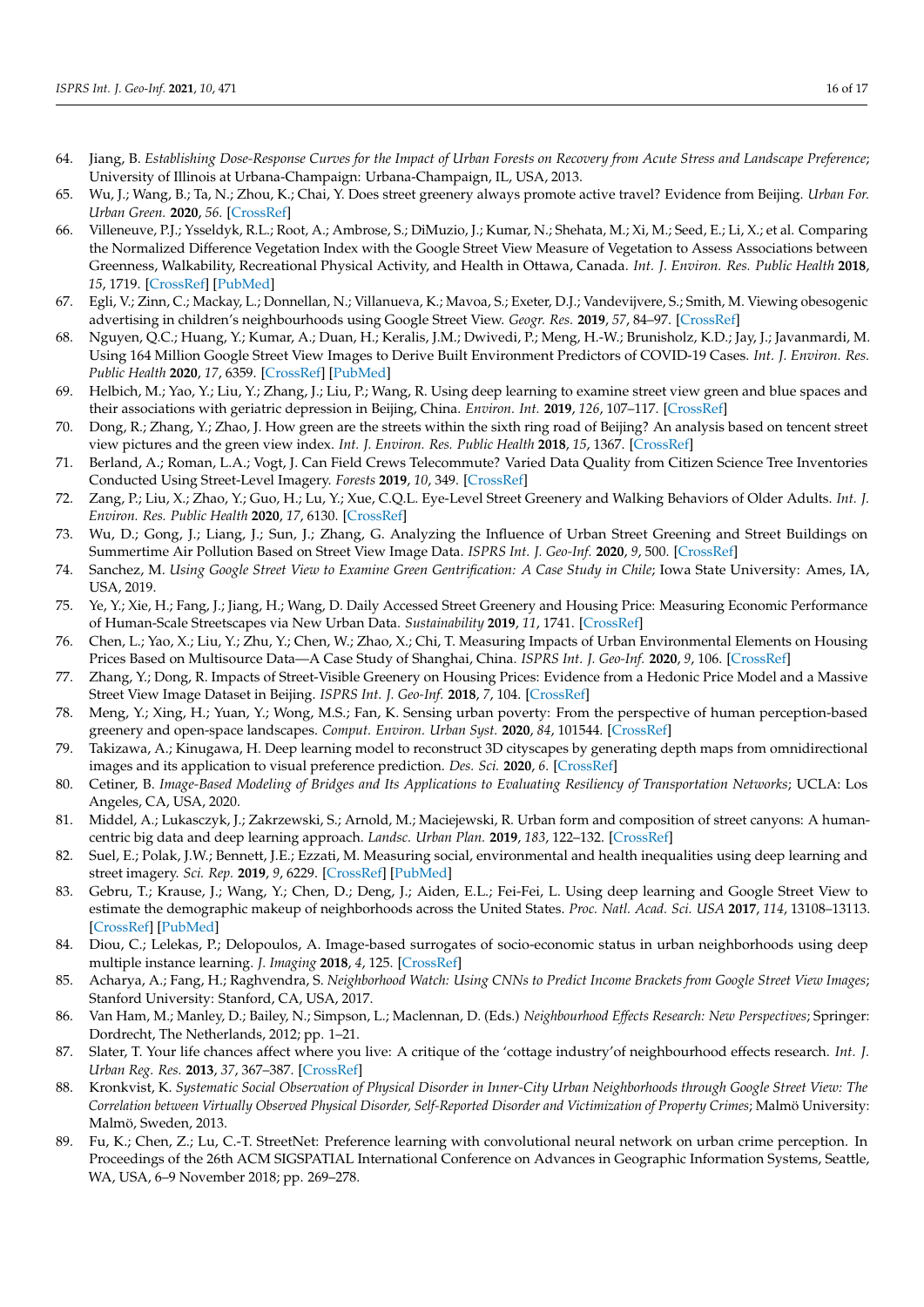64. Jiang, B. *Establishing Dose-Response Curves for the Impact of Urban Forests on Recovery from Acute Stress and Landscape Preference*; University of Illinois at Urbana-Champaign: Urbana-Champaign, IL, USA, 2013.
65. Wu, J.; Wang, B.; Ta, N.; Zhou, K.; Chai, Y. Does street greenery always promote active travel? Evidence from Beijing. *Urban For. Urban Green.* **2020**, *56*. [CrossRef]
66. Villeneuve, P.J.; Ysseldyk, R.L.; Root, A.; Ambrose, S.; DiMuzio, J.; Kumar, N.; Shehata, M.; Xi, M.; Seed, E.; Li, X.; et al. Comparing the Normalized Difference Vegetation Index with the Google Street View Measure of Vegetation to Assess Associations between Greenness, Walkability, Recreational Physical Activity, and Health in Ottawa, Canada. *Int. J. Environ. Res. Public Health* **2018**, *15*, 1719. [CrossRef] [PubMed]
67. Egli, V.; Zinn, C.; Mackay, L.; Donnellan, N.; Villanueva, K.; Mavoa, S.; Exeter, D.J.; Vandevijvere, S.; Smith, M. Viewing obesogenic advertising in children's neighbourhoods using Google Street View. *Geogr. Res.* **2019**, *57*, 84–97. [CrossRef]
68. Nguyen, Q.C.; Huang, Y.; Kumar, A.; Duan, H.; Keralis, J.M.; Dwivedi, P.; Meng, H.-W.; Brunisholz, K.D.; Jay, J.; Javanmardi, M. Using 164 Million Google Street View Images to Derive Built Environment Predictors of COVID-19 Cases. *Int. J. Environ. Res. Public Health* **2020**, *17*, 6359. [CrossRef] [PubMed]
69. Helbich, M.; Yao, Y.; Liu, Y.; Zhang, J.; Liu, P.; Wang, R. Using deep learning to examine street view green and blue spaces and their associations with geriatric depression in Beijing, China. *Environ. Int.* **2019**, *126*, 107–117. [CrossRef]
70. Dong, R.; Zhang, Y.; Zhao, J. How green are the streets within the sixth ring road of Beijing? An analysis based on tencent street view pictures and the green view index. *Int. J. Environ. Res. Public Health* **2018**, *15*, 1367. [CrossRef]
71. Berland, A.; Roman, L.A.; Vogt, J. Can Field Crews Telecommute? Varied Data Quality from Citizen Science Tree Inventories Conducted Using Street-Level Imagery. *Forests* **2019**, *10*, 349. [CrossRef]
72. Zang, P.; Liu, X.; Zhao, Y.; Guo, H.; Lu, Y.; Xue, C.Q.L. Eye-Level Street Greenery and Walking Behaviors of Older Adults. *Int. J. Environ. Res. Public Health* **2020**, *17*, 6130. [CrossRef]
73. Wu, D.; Gong, J.; Liang, J.; Sun, J.; Zhang, G. Analyzing the Influence of Urban Street Greening and Street Buildings on Summertime Air Pollution Based on Street View Image Data. *ISPRS Int. J. Geo-Inf.* **2020**, *9*, 500. [CrossRef]
74. Sanchez, M. *Using Google Street View to Examine Green Gentrification: A Case Study in Chile*; Iowa State University: Ames, IA, USA, 2019.
75. Ye, Y.; Xie, H.; Fang, J.; Jiang, H.; Wang, D. Daily Accessed Street Greenery and Housing Price: Measuring Economic Performance of Human-Scale Streetscapes via New Urban Data. *Sustainability* **2019**, *11*, 1741. [CrossRef]
76. Chen, L.; Yao, X.; Liu, Y.; Zhu, Y.; Chen, W.; Zhao, X.; Chi, T. Measuring Impacts of Urban Environmental Elements on Housing Prices Based on Multisource Data—A Case Study of Shanghai, China. *ISPRS Int. J. Geo-Inf.* **2020**, *9*, 106. [CrossRef]
77. Zhang, Y.; Dong, R. Impacts of Street-Visible Greenery on Housing Prices: Evidence from a Hedonic Price Model and a Massive Street View Image Dataset in Beijing. *ISPRS Int. J. Geo-Inf.* **2018**, *7*, 104. [CrossRef]
78. Meng, Y.; Xing, H.; Yuan, Y.; Wong, M.S.; Fan, K. Sensing urban poverty: From the perspective of human perception-based greenery and open-space landscapes. *Comput. Environ. Urban Syst.* **2020**, *84*, 101544. [CrossRef]
79. Takizawa, A.; Kinugawa, H. Deep learning model to reconstruct 3D cityscapes by generating depth maps from omnidirectional images and its application to visual preference prediction. *Des. Sci.* **2020**, *6*. [CrossRef]
80. Cetiner, B. *Image-Based Modeling of Bridges and Its Applications to Evaluating Resiliency of Transportation Networks*; UCLA: Los Angeles, CA, USA, 2020.
81. Middel, A.; Lukasczyk, J.; Zakrzewski, S.; Arnold, M.; Maciejewski, R. Urban form and composition of street canyons: A human-centric big data and deep learning approach. *Landsc. Urban Plan.* **2019**, *183*, 122–132. [CrossRef]
82. Suel, E.; Polak, J.W.; Bennett, J.E.; Ezzati, M. Measuring social, environmental and health inequalities using deep learning and street imagery. *Sci. Rep.* **2019**, *9*, 6229. [CrossRef] [PubMed]
83. Gebru, T.; Krause, J.; Wang, Y.; Chen, D.; Deng, J.; Aiden, E.L.; Fei-Fei, L. Using deep learning and Google Street View to estimate the demographic makeup of neighborhoods across the United States. *Proc. Natl. Acad. Sci. USA* **2017**, *114*, 13108–13113. [CrossRef] [PubMed]
84. Diou, C.; Lelekas, P.; Delopoulos, A. Image-based surrogates of socio-economic status in urban neighborhoods using deep multiple instance learning. *J. Imaging* **2018**, *4*, 125. [CrossRef]
85. Acharya, A.; Fang, H.; Raghvendra, S. *Neighborhood Watch: Using CNNs to Predict Income Brackets from Google Street View Images*; Stanford University: Stanford, CA, USA, 2017.
86. Van Ham, M.; Manley, D.; Bailey, N.; Simpson, L.; Maclennan, D. (Eds.) *Neighbourhood Effects Research: New Perspectives*; Springer: Dordrecht, The Netherlands, 2012; pp. 1–21.
87. Slater, T. Your life chances affect where you live: A critique of the 'cottage industry'of neighbourhood effects research. *Int. J. Urban Reg. Res.* **2013**, *37*, 367–387. [CrossRef]
88. Kronkvist, K. *Systematic Social Observation of Physical Disorder in Inner-City Urban Neighborhoods through Google Street View: The Correlation between Virtually Observed Physical Disorder, Self-Reported Disorder and Victimization of Property Crimes*; Malmö University: Malmö, Sweden, 2013.
89. Fu, K.; Chen, Z.; Lu, C.-T. StreetNet: Preference learning with convolutional neural network on urban crime perception. In Proceedings of the 26th ACM SIGSPATIAL International Conference on Advances in Geographic Information Systems, Seattle, WA, USA, 6–9 November 2018; pp. 269–278.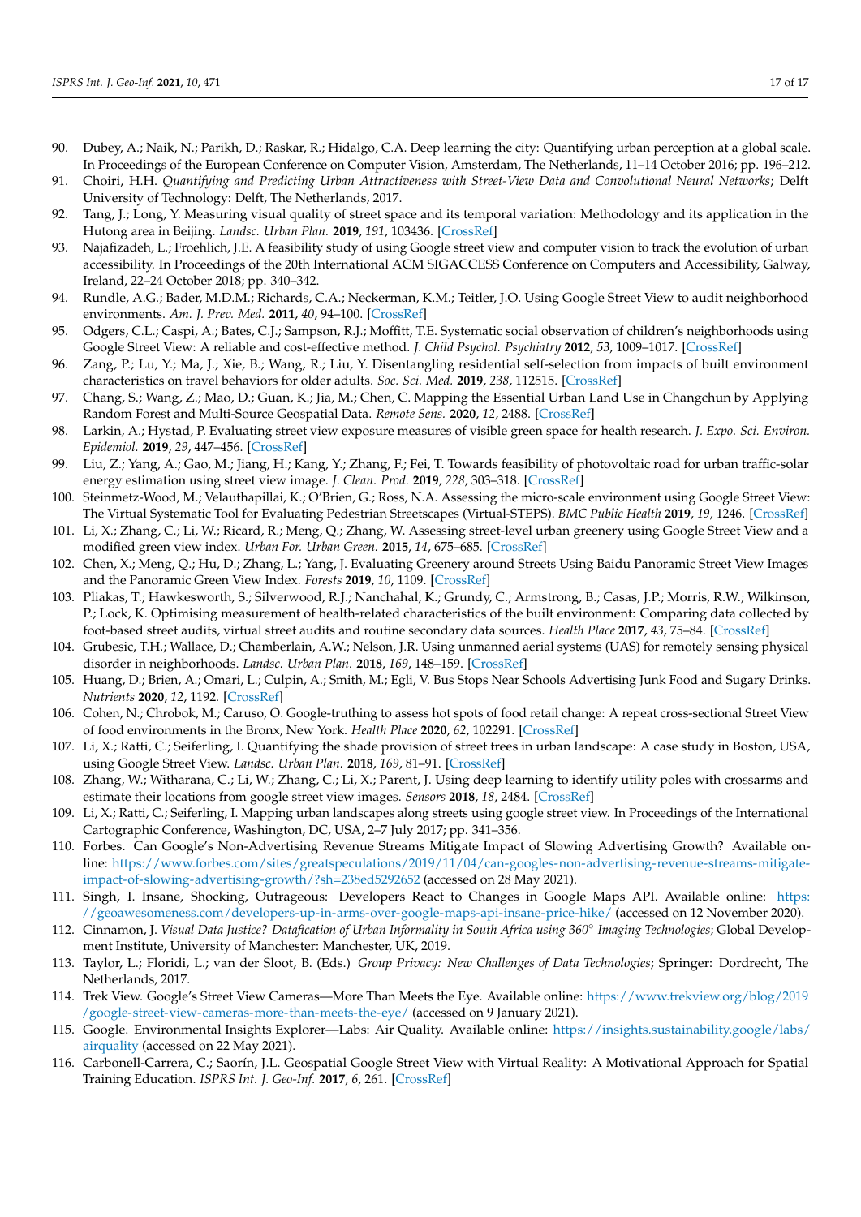90. Dubey, A.; Naik, N.; Parikh, D.; Raskar, R.; Hidalgo, C.A. Deep learning the city: Quantifying urban perception at a global scale. In Proceedings of the European Conference on Computer Vision, Amsterdam, The Netherlands, 11–14 October 2016; pp. 196–212.
91. Choiri, H.H. *Quantifying and Predicting Urban Attractiveness with Street-View Data and Convolutional Neural Networks*; Delft University of Technology: Delft, The Netherlands, 2017.
92. Tang, J.; Long, Y. Measuring visual quality of street space and its temporal variation: Methodology and its application in the Hutong area in Beijing. *Landsc. Urban Plan.* **2019**, *191*, 103436. [CrossRef]
93. Najafizadeh, L.; Froehlich, J.E. A feasibility study of using Google street view and computer vision to track the evolution of urban accessibility. In Proceedings of the 20th International ACM SIGACCESS Conference on Computers and Accessibility, Galway, Ireland, 22–24 October 2018; pp. 340–342.
94. Rundle, A.G.; Bader, M.D.M.; Richards, C.A.; Neckerman, K.M.; Teitler, J.O. Using Google Street View to audit neighborhood environments. *Am. J. Prev. Med.* **2011**, *40*, 94–100. [CrossRef]
95. Odgers, C.L.; Caspi, A.; Bates, C.J.; Sampson, R.J.; Moffitt, T.E. Systematic social observation of children's neighborhoods using Google Street View: A reliable and cost-effective method. *J. Child Psychol. Psychiatry* **2012**, *53*, 1009–1017. [CrossRef]
96. Zang, P.; Lu, Y.; Ma, J.; Xie, B.; Wang, R.; Liu, Y. Disentangling residential self-selection from impacts of built environment characteristics on travel behaviors for older adults. *Soc. Sci. Med.* **2019**, *238*, 112515. [CrossRef]
97. Chang, S.; Wang, Z.; Mao, D.; Guan, K.; Jia, M.; Chen, C. Mapping the Essential Urban Land Use in Changchun by Applying Random Forest and Multi-Source Geospatial Data. *Remote Sens.* **2020**, *12*, 2488. [CrossRef]
98. Larkin, A.; Hystad, P. Evaluating street view exposure measures of visible green space for health research. *J. Expo. Sci. Environ. Epidemiol.* **2019**, *29*, 447–456. [CrossRef]
99. Liu, Z.; Yang, A.; Gao, M.; Jiang, H.; Kang, Y.; Zhang, F.; Fei, T. Towards feasibility of photovoltaic road for urban traffic-solar energy estimation using street view image. *J. Clean. Prod.* **2019**, *228*, 303–318. [CrossRef]
100. Steinmetz-Wood, M.; Velauthapillai, K.; O'Brien, G.; Ross, N.A. Assessing the micro-scale environment using Google Street View: The Virtual Systematic Tool for Evaluating Pedestrian Streetscapes (Virtual-STEPS). *BMC Public Health* **2019**, *19*, 1246. [CrossRef]
101. Li, X.; Zhang, C.; Li, W.; Ricard, R.; Meng, Q.; Zhang, W. Assessing street-level urban greenery using Google Street View and a modified green view index. *Urban For. Urban Green.* **2015**, *14*, 675–685. [CrossRef]
102. Chen, X.; Meng, Q.; Hu, D.; Zhang, L.; Yang, J. Evaluating Greenery around Streets Using Baidu Panoramic Street View Images and the Panoramic Green View Index. *Forests* **2019**, *10*, 1109. [CrossRef]
103. Pliakas, T.; Hawkesworth, S.; Silverwood, R.J.; Nanchahal, K.; Grundy, C.; Armstrong, B.; Casas, J.P.; Morris, R.W.; Wilkinson, P.; Lock, K. Optimising measurement of health-related characteristics of the built environment: Comparing data collected by foot-based street audits, virtual street audits and routine secondary data sources. *Health Place* **2017**, *43*, 75–84. [CrossRef]
104. Grubesic, T.H.; Wallace, D.; Chamberlain, A.W.; Nelson, J.R. Using unmanned aerial systems (UAS) for remotely sensing physical disorder in neighborhoods. *Landsc. Urban Plan.* **2018**, *169*, 148–159. [CrossRef]
105. Huang, D.; Brien, A.; Omari, L.; Culpin, A.; Smith, M.; Egli, V. Bus Stops Near Schools Advertising Junk Food and Sugary Drinks. *Nutrients* **2020**, *12*, 1192. [CrossRef]
106. Cohen, N.; Chrobok, M.; Caruso, O. Google-truthing to assess hot spots of food retail change: A repeat cross-sectional Street View of food environments in the Bronx, New York. *Health Place* **2020**, *62*, 102291. [CrossRef]
107. Li, X.; Ratti, C.; Seiferling, I. Quantifying the shade provision of street trees in urban landscape: A case study in Boston, USA, using Google Street View. *Landsc. Urban Plan.* **2018**, *169*, 81–91. [CrossRef]
108. Zhang, W.; Witharana, C.; Li, W.; Zhang, C.; Li, X.; Parent, J. Using deep learning to identify utility poles with crossarms and estimate their locations from google street view images. *Sensors* **2018**, *18*, 2484. [CrossRef]
109. Li, X.; Ratti, C.; Seiferling, I. Mapping urban landscapes along streets using google street view. In Proceedings of the International Cartographic Conference, Washington, DC, USA, 2–7 July 2017; pp. 341–356.
110. Forbes. Can Google's Non-Advertising Revenue Streams Mitigate Impact of Slowing Advertising Growth? Available online: https://www.forbes.com/sites/greatspeculations/2019/11/04/can-googles-non-advertising-revenue-streams-mitigate-impact-of-slowing-advertising-growth/?sh=238ed5292652 (accessed on 28 May 2021).
111. Singh, I. Insane, Shocking, Outrageous: Developers React to Changes in Google Maps API. Available online: https://geoawesomeness.com/developers-up-in-arms-over-google-maps-api-insane-price-hike/ (accessed on 12 November 2020).
112. Cinnamon, J. *Visual Data Justice? Datafication of Urban Informality in South Africa using 360° Imaging Technologies*; Global Development Institute, University of Manchester: Manchester, UK, 2019.
113. Taylor, L.; Floridi, L.; van der Sloot, B. (Eds.) *Group Privacy: New Challenges of Data Technologies*; Springer: Dordrecht, The Netherlands, 2017.
114. Trek View. Google's Street View Cameras—More Than Meets the Eye. Available online: https://www.trekview.org/blog/2019/google-street-view-cameras-more-than-meets-the-eye/ (accessed on 9 January 2021).
115. Google. Environmental Insights Explorer—Labs: Air Quality. Available online: https://insights.sustainability.google/labs/airquality (accessed on 22 May 2021).
116. Carbonell-Carrera, C.; Saorín, J.L. Geospatial Google Street View with Virtual Reality: A Motivational Approach for Spatial Training Education. *ISPRS Int. J. Geo-Inf.* **2017**, *6*, 261. [CrossRef]